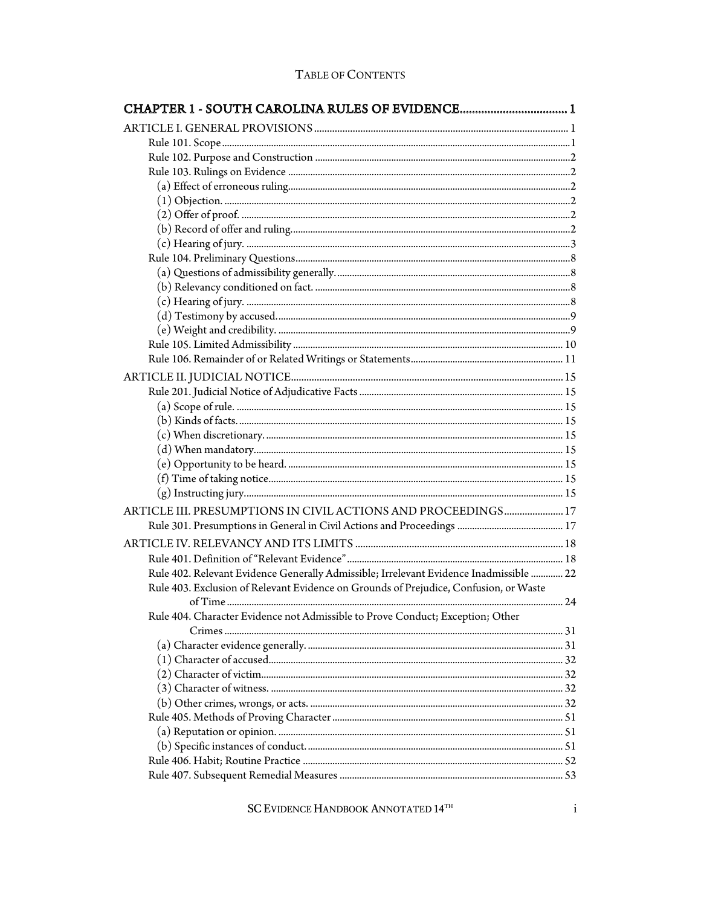TABLE OF CONTENTS

**CHAPTER 1 - SOUTH CAROLINA RULES OF EVIDENCE .................................. 1**

ARTICLE I. GENERAL PROVISIONS ........................................................................ 1

- Rule 101. Scope ........................................................................................ 1
- Rule 102. Purpose and Construction ............................................................ 2
- Rule 103. Rulings on Evidence ..................................................................... 2
  - (a) Effect of erroneous ruling ................................................................ 2
  - (1) Objection. ...................................................................................... 2
  - (2) Offer of proof. ................................................................................ 2
  - (b) Record of offer and ruling ................................................................ 2
  - (c) Hearing of jury. .............................................................................. 3
- Rule 104. Preliminary Questions ................................................................... 8
  - (a) Questions of admissibility generally. ................................................ 8
  - (b) Relevancy conditioned on fact. ........................................................ 8
  - (c) Hearing of jury. .............................................................................. 8
  - (d) Testimony by accused. .................................................................... 9
  - (e) Weight and credibility. .................................................................... 9
- Rule 105. Limited Admissibility ................................................................... 10
- Rule 106. Remainder of or Related Writings or Statements ............................ 11

ARTICLE II. JUDICIAL NOTICE .............................................................................. 15

- Rule 201. Judicial Notice of Adjudicative Facts ............................................ 15
  - (a) Scope of rule. ................................................................................ 15
  - (b) Kinds of facts. ............................................................................... 15
  - (c) When discretionary. ....................................................................... 15
  - (d) When mandatory. ........................................................................... 15
  - (e) Opportunity to be heard. ................................................................ 15
  - (f) Time of taking notice. ..................................................................... 15
  - (g) Instructing jury. ............................................................................. 15

ARTICLE III. PRESUMPTIONS IN CIVIL ACTIONS AND PROCEEDINGS ...................... 17

- Rule 301. Presumptions in General in Civil Actions and Proceedings ............... 17

ARTICLE IV. RELEVANCY AND ITS LIMITS .............................................................. 18

- Rule 401. Definition of "Relevant Evidence" .................................................. 18
- Rule 402. Relevant Evidence Generally Admissible; Irrelevant Evidence Inadmissible ............ 22
- Rule 403. Exclusion of Relevant Evidence on Grounds of Prejudice, Confusion, or Waste of Time ....................................................................................................... 24
- Rule 404. Character Evidence not Admissible to Prove Conduct; Exception; Other Crimes ..................................................................................................... 31
  - (a) Character evidence generally. .......................................................... 31
  - (1) Character of accused. ...................................................................... 32
  - (2) Character of victim. ......................................................................... 32
  - (3) Character of witness. ....................................................................... 32
  - (b) Other crimes, wrongs, or acts. ......................................................... 32
- Rule 405. Methods of Proving Character ........................................................ 51
  - (a) Reputation or opinion. ..................................................................... 51
  - (b) Specific instances of conduct. ........................................................... 51
- Rule 406. Habit; Routine Practice ................................................................. 52
- Rule 407. Subsequent Remedial Measures ...................................................... 53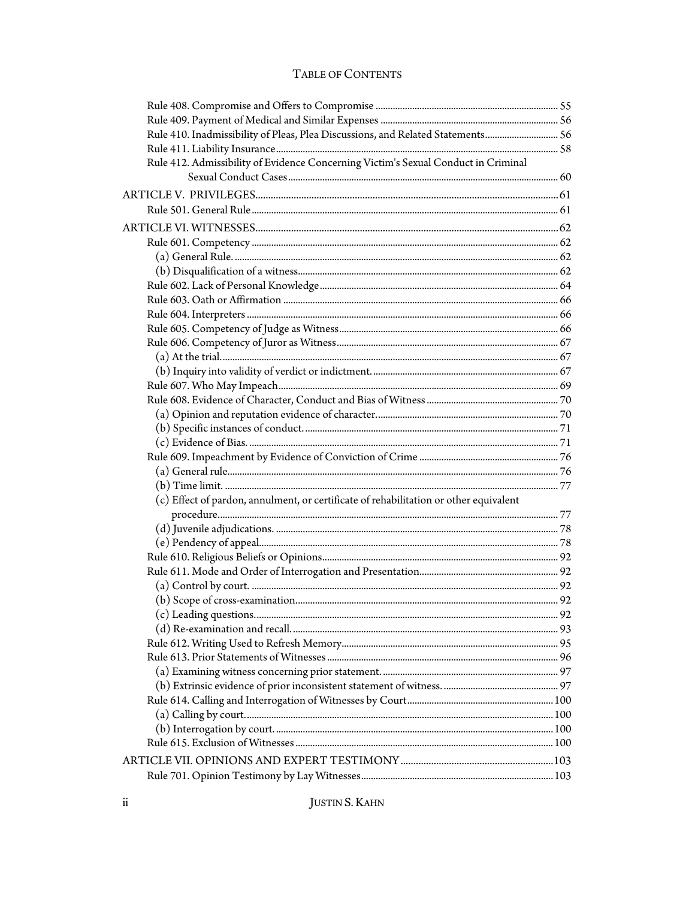# TABLE OF CONTENTS

- Rule 408. Compromise and Offers to Compromise ........ 55
- Rule 409. Payment of Medical and Similar Expenses ........ 56
- Rule 410. Inadmissibility of Pleas, Plea Discussions, and Related Statements ........ 56
- Rule 411. Liability Insurance ........ 58
- Rule 412. Admissibility of Evidence Concerning Victim's Sexual Conduct in Criminal Sexual Conduct Cases ........ 60

ARTICLE V. PRIVILEGES ........ 61

- Rule 501. General Rule ........ 61

ARTICLE VI. WITNESSES ........ 62

- Rule 601. Competency ........ 62
  - (a) General Rule. ........ 62
  - (b) Disqualification of a witness ........ 62
- Rule 602. Lack of Personal Knowledge ........ 64
- Rule 603. Oath or Affirmation ........ 66
- Rule 604. Interpreters ........ 66
- Rule 605. Competency of Judge as Witness ........ 66
- Rule 606. Competency of Juror as Witness ........ 67
  - (a) At the trial. ........ 67
  - (b) Inquiry into validity of verdict or indictment. ........ 67
- Rule 607. Who May Impeach ........ 69
- Rule 608. Evidence of Character, Conduct and Bias of Witness ........ 70
  - (a) Opinion and reputation evidence of character. ........ 70
  - (b) Specific instances of conduct. ........ 71
  - (c) Evidence of Bias. ........ 71
- Rule 609. Impeachment by Evidence of Conviction of Crime ........ 76
  - (a) General rule ........ 76
  - (b) Time limit. ........ 77
  - (c) Effect of pardon, annulment, or certificate of rehabilitation or other equivalent procedure. ........ 77
  - (d) Juvenile adjudications. ........ 78
  - (e) Pendency of appeal ........ 78
- Rule 610. Religious Beliefs or Opinions ........ 92
- Rule 611. Mode and Order of Interrogation and Presentation ........ 92
  - (a) Control by court. ........ 92
  - (b) Scope of cross-examination ........ 92
  - (c) Leading questions. ........ 92
  - (d) Re-examination and recall. ........ 93
- Rule 612. Writing Used to Refresh Memory ........ 95
- Rule 613. Prior Statements of Witnesses ........ 96
  - (a) Examining witness concerning prior statement. ........ 97
  - (b) Extrinsic evidence of prior inconsistent statement of witness. ........ 97
- Rule 614. Calling and Interrogation of Witnesses by Court ........ 100
  - (a) Calling by court. ........ 100
  - (b) Interrogation by court. ........ 100
- Rule 615. Exclusion of Witnesses ........ 100

ARTICLE VII. OPINIONS AND EXPERT TESTIMONY ........ 103

- Rule 701. Opinion Testimony by Lay Witnesses ........ 103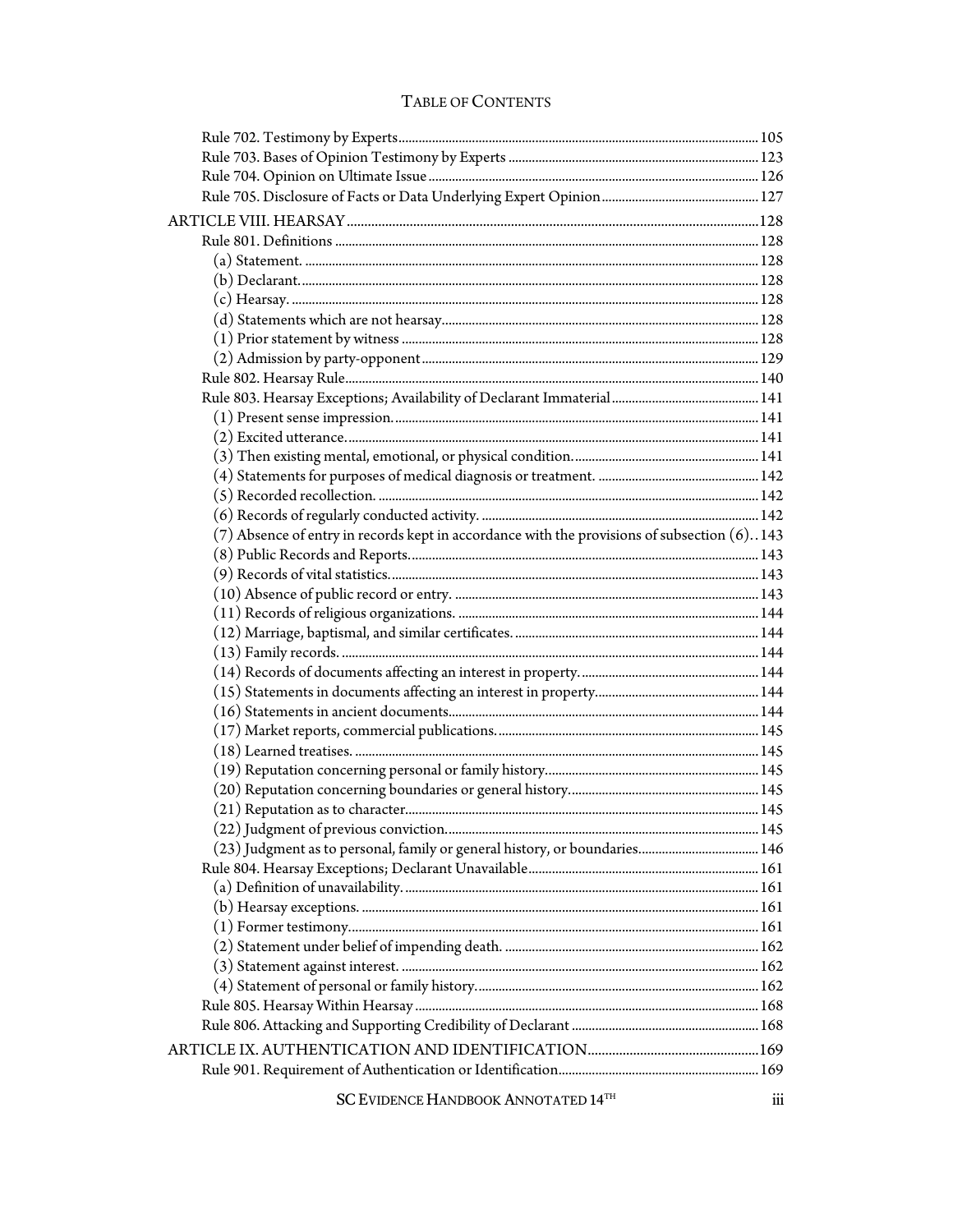# TABLE OF CONTENTS

Rule 702. Testimony by Experts .......... 105
Rule 703. Bases of Opinion Testimony by Experts .......... 123
Rule 704. Opinion on Ultimate Issue .......... 126
Rule 705. Disclosure of Facts or Data Underlying Expert Opinion .......... 127

ARTICLE VIII. HEARSAY .......... 128
- Rule 801. Definitions .......... 128
  - (a) Statement. .......... 128
  - (b) Declarant. .......... 128
  - (c) Hearsay. .......... 128
  - (d) Statements which are not hearsay .......... 128
  - (1) Prior statement by witness .......... 128
  - (2) Admission by party-opponent .......... 129
- Rule 802. Hearsay Rule .......... 140
- Rule 803. Hearsay Exceptions; Availability of Declarant Immaterial .......... 141
  - (1) Present sense impression. .......... 141
  - (2) Excited utterance. .......... 141
  - (3) Then existing mental, emotional, or physical condition. .......... 141
  - (4) Statements for purposes of medical diagnosis or treatment. .......... 142
  - (5) Recorded recollection. .......... 142
  - (6) Records of regularly conducted activity. .......... 142
  - (7) Absence of entry in records kept in accordance with the provisions of subsection (6). .......... 143
  - (8) Public Records and Reports. .......... 143
  - (9) Records of vital statistics. .......... 143
  - (10) Absence of public record or entry. .......... 143
  - (11) Records of religious organizations. .......... 144
  - (12) Marriage, baptismal, and similar certificates. .......... 144
  - (13) Family records. .......... 144
  - (14) Records of documents affecting an interest in property. .......... 144
  - (15) Statements in documents affecting an interest in property. .......... 144
  - (16) Statements in ancient documents .......... 144
  - (17) Market reports, commercial publications. .......... 145
  - (18) Learned treatises. .......... 145
  - (19) Reputation concerning personal or family history. .......... 145
  - (20) Reputation concerning boundaries or general history. .......... 145
  - (21) Reputation as to character. .......... 145
  - (22) Judgment of previous conviction. .......... 145
  - (23) Judgment as to personal, family or general history, or boundaries. .......... 146
- Rule 804. Hearsay Exceptions; Declarant Unavailable .......... 161
  - (a) Definition of unavailability. .......... 161
  - (b) Hearsay exceptions. .......... 161
  - (1) Former testimony. .......... 161
  - (2) Statement under belief of impending death. .......... 162
  - (3) Statement against interest. .......... 162
  - (4) Statement of personal or family history. .......... 162
- Rule 805. Hearsay Within Hearsay .......... 168
- Rule 806. Attacking and Supporting Credibility of Declarant .......... 168

ARTICLE IX. AUTHENTICATION AND IDENTIFICATION .......... 169
- Rule 901. Requirement of Authentication or Identification .......... 169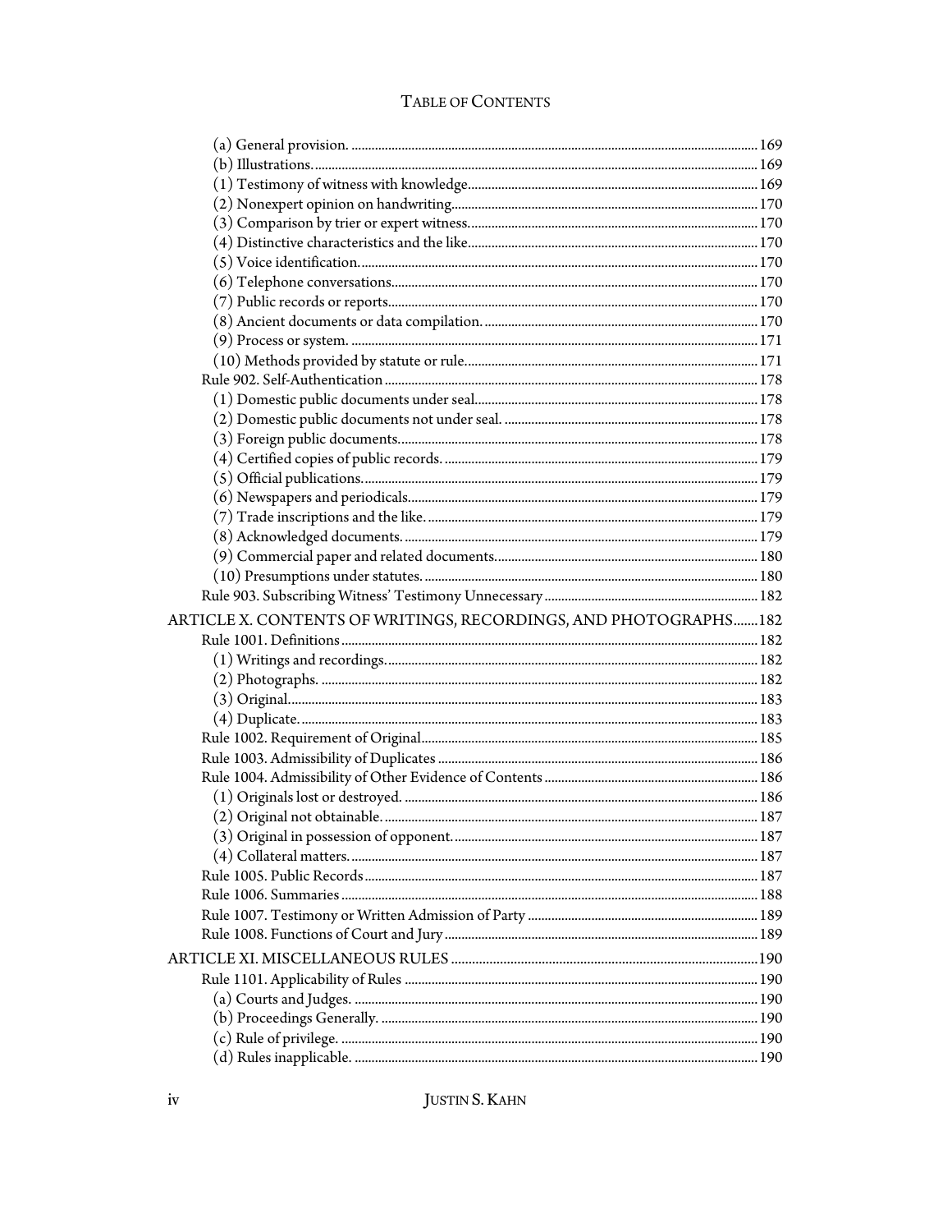TABLE OF CONTENTS

(a) General provision. ........................................ 169
(b) Illustrations. ........................................ 169
(1) Testimony of witness with knowledge ........................................ 169
(2) Nonexpert opinion on handwriting ........................................ 170
(3) Comparison by trier or expert witness ........................................ 170
(4) Distinctive characteristics and the like ........................................ 170
(5) Voice identification ........................................ 170
(6) Telephone conversations ........................................ 170
(7) Public records or reports ........................................ 170
(8) Ancient documents or data compilation. ........................................ 170
(9) Process or system. ........................................ 171
(10) Methods provided by statute or rule ........................................ 171
Rule 902. Self-Authentication ........................................ 178
(1) Domestic public documents under seal ........................................ 178
(2) Domestic public documents not under seal. ........................................ 178
(3) Foreign public documents ........................................ 178
(4) Certified copies of public records. ........................................ 179
(5) Official publications ........................................ 179
(6) Newspapers and periodicals ........................................ 179
(7) Trade inscriptions and the like. ........................................ 179
(8) Acknowledged documents. ........................................ 179
(9) Commercial paper and related documents ........................................ 180
(10) Presumptions under statutes. ........................................ 180
Rule 903. Subscribing Witness' Testimony Unnecessary ........................................ 182

ARTICLE X. CONTENTS OF WRITINGS, RECORDINGS, AND PHOTOGRAPHS ....... 182
Rule 1001. Definitions ........................................ 182
(1) Writings and recordings ........................................ 182
(2) Photographs. ........................................ 182
(3) Original ........................................ 183
(4) Duplicate. ........................................ 183
Rule 1002. Requirement of Original ........................................ 185
Rule 1003. Admissibility of Duplicates ........................................ 186
Rule 1004. Admissibility of Other Evidence of Contents ........................................ 186
(1) Originals lost or destroyed. ........................................ 186
(2) Original not obtainable. ........................................ 187
(3) Original in possession of opponent. ........................................ 187
(4) Collateral matters. ........................................ 187
Rule 1005. Public Records ........................................ 187
Rule 1006. Summaries ........................................ 188
Rule 1007. Testimony or Written Admission of Party ........................................ 189
Rule 1008. Functions of Court and Jury ........................................ 189

ARTICLE XI. MISCELLANEOUS RULES ........................................ 190
Rule 1101. Applicability of Rules ........................................ 190
(a) Courts and Judges. ........................................ 190
(b) Proceedings Generally. ........................................ 190
(c) Rule of privilege. ........................................ 190
(d) Rules inapplicable. ........................................ 190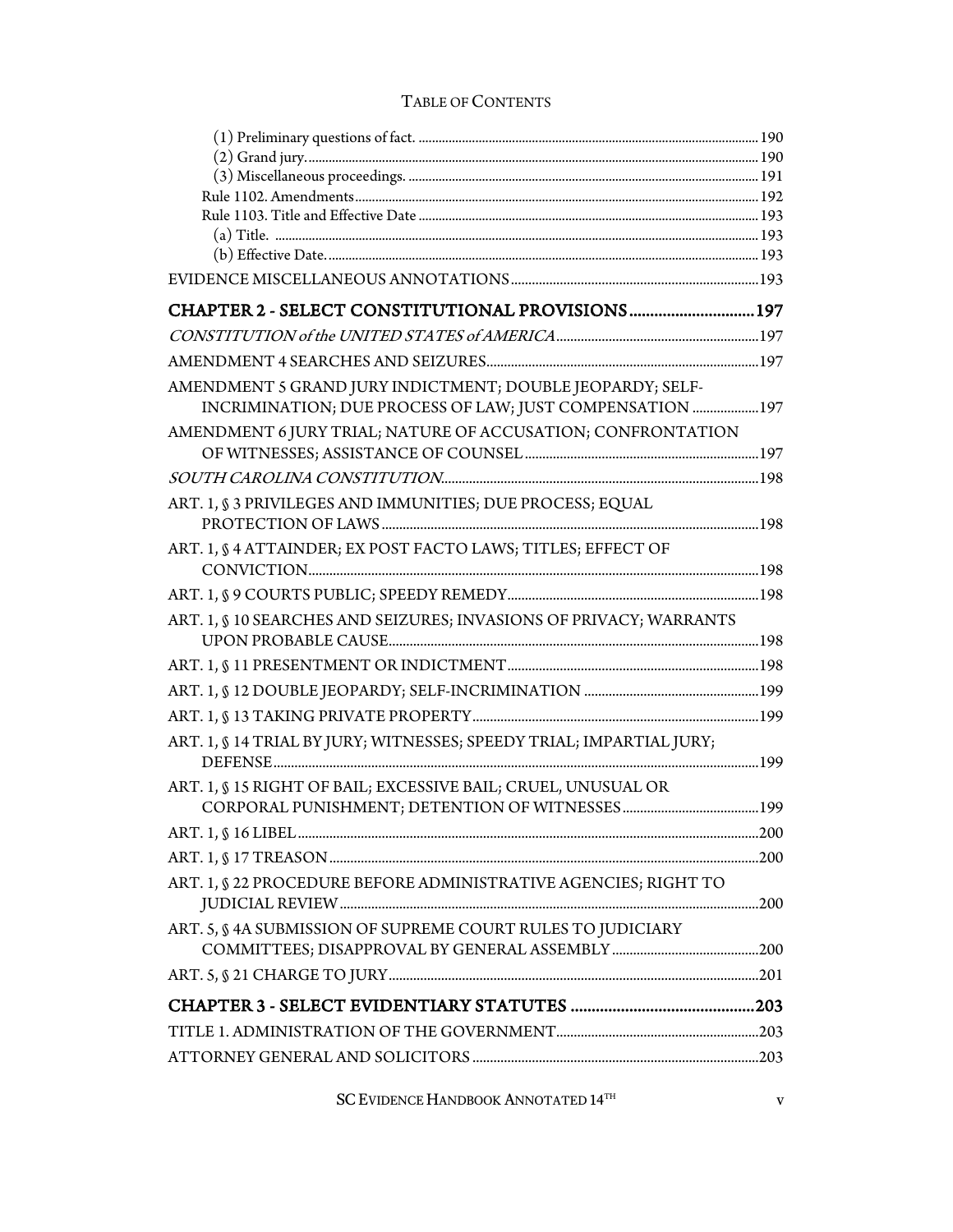TABLE OF CONTENTS

(1) Preliminary questions of fact. ........................................ 190
(2) Grand jury. ........................................ 190
(3) Miscellaneous proceedings. ........................................ 191
Rule 1102. Amendments ........................................ 192
Rule 1103. Title and Effective Date ........................................ 193
(a) Title. ........................................ 193
(b) Effective Date. ........................................ 193

EVIDENCE MISCELLANEOUS ANNOTATIONS ........................................ 193

**CHAPTER 2 - SELECT CONSTITUTIONAL PROVISIONS ........................................ 197**

*CONSTITUTION of the UNITED STATES of AMERICA* ........................................ 197

AMENDMENT 4 SEARCHES AND SEIZURES ........................................ 197

AMENDMENT 5 GRAND JURY INDICTMENT; DOUBLE JEOPARDY; SELF-INCRIMINATION; DUE PROCESS OF LAW; JUST COMPENSATION ........................................ 197

AMENDMENT 6 JURY TRIAL; NATURE OF ACCUSATION; CONFRONTATION OF WITNESSES; ASSISTANCE OF COUNSEL ........................................ 197

*SOUTH CAROLINA CONSTITUTION* ........................................ 198

ART. 1, § 3 PRIVILEGES AND IMMUNITIES; DUE PROCESS; EQUAL PROTECTION OF LAWS ........................................ 198

ART. 1, § 4 ATTAINDER; EX POST FACTO LAWS; TITLES; EFFECT OF CONVICTION ........................................ 198

ART. 1, § 9 COURTS PUBLIC; SPEEDY REMEDY ........................................ 198

ART. 1, § 10 SEARCHES AND SEIZURES; INVASIONS OF PRIVACY; WARRANTS UPON PROBABLE CAUSE ........................................ 198

ART. 1, § 11 PRESENTMENT OR INDICTMENT ........................................ 198

ART. 1, § 12 DOUBLE JEOPARDY; SELF-INCRIMINATION ........................................ 199

ART. 1, § 13 TAKING PRIVATE PROPERTY ........................................ 199

ART. 1, § 14 TRIAL BY JURY; WITNESSES; SPEEDY TRIAL; IMPARTIAL JURY; DEFENSE ........................................ 199

ART. 1, § 15 RIGHT OF BAIL; EXCESSIVE BAIL; CRUEL, UNUSUAL OR CORPORAL PUNISHMENT; DETENTION OF WITNESSES ........................................ 199

ART. 1, § 16 LIBEL ........................................ 200

ART. 1, § 17 TREASON ........................................ 200

ART. 1, § 22 PROCEDURE BEFORE ADMINISTRATIVE AGENCIES; RIGHT TO JUDICIAL REVIEW ........................................ 200

ART. 5, § 4A SUBMISSION OF SUPREME COURT RULES TO JUDICIARY COMMITTEES; DISAPPROVAL BY GENERAL ASSEMBLY ........................................ 200

ART. 5, § 21 CHARGE TO JURY ........................................ 201

**CHAPTER 3 - SELECT EVIDENTIARY STATUTES ........................................ 203**

TITLE 1. ADMINISTRATION OF THE GOVERNMENT ........................................ 203

ATTORNEY GENERAL AND SOLICITORS ........................................ 203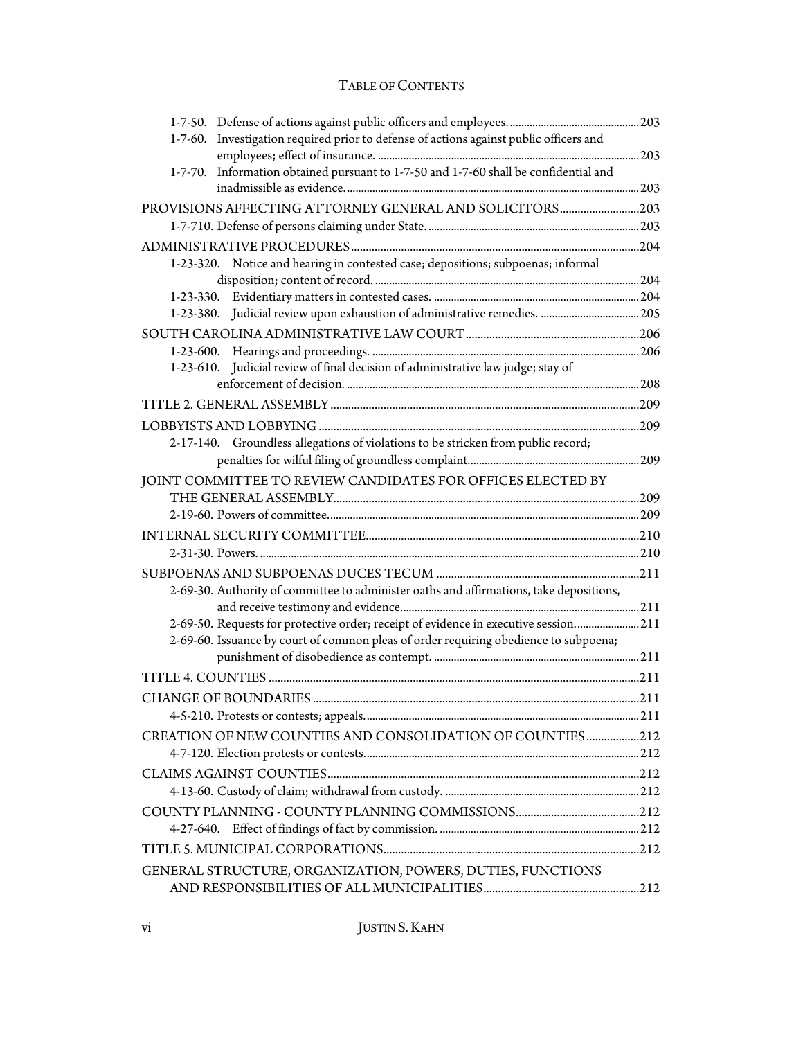1-7-50. Defense of actions against public officers and employees. ............................................ 203

1-7-60. Investigation required prior to defense of actions against public officers and employees; effect of insurance. ............................................ 203

1-7-70. Information obtained pursuant to 1-7-50 and 1-7-60 shall be confidential and inadmissible as evidence. ............................................ 203

PROVISIONS AFFECTING ATTORNEY GENERAL AND SOLICITORS ............................................ 203

1-7-710. Defense of persons claiming under State. ............................................ 203

ADMINISTRATIVE PROCEDURES ............................................ 204

1-23-320. Notice and hearing in contested case; depositions; subpoenas; informal disposition; content of record. ............................................ 204

1-23-330. Evidentiary matters in contested cases. ............................................ 204

1-23-380. Judicial review upon exhaustion of administrative remedies. ............................................ 205

SOUTH CAROLINA ADMINISTRATIVE LAW COURT ............................................ 206

1-23-600. Hearings and proceedings. ............................................ 206

1-23-610. Judicial review of final decision of administrative law judge; stay of enforcement of decision. ............................................ 208

TITLE 2. GENERAL ASSEMBLY ............................................ 209

LOBBYISTS AND LOBBYING ............................................ 209

2-17-140. Groundless allegations of violations to be stricken from public record; penalties for wilful filing of groundless complaint. ............................................ 209

JOINT COMMITTEE TO REVIEW CANDIDATES FOR OFFICES ELECTED BY THE GENERAL ASSEMBLY ............................................ 209

2-19-60. Powers of committee. ............................................ 209

INTERNAL SECURITY COMMITTEE ............................................ 210

2-31-30. Powers. ............................................ 210

SUBPOENAS AND SUBPOENAS DUCES TECUM ............................................ 211

2-69-30. Authority of committee to administer oaths and affirmations, take depositions, and receive testimony and evidence. ............................................ 211

2-69-50. Requests for protective order; receipt of evidence in executive session. ............................................ 211

2-69-60. Issuance by court of common pleas of order requiring obedience to subpoena; punishment of disobedience as contempt. ............................................ 211

TITLE 4. COUNTIES ............................................ 211

CHANGE OF BOUNDARIES ............................................ 211

4-5-210. Protests or contests; appeals. ............................................ 211

CREATION OF NEW COUNTIES AND CONSOLIDATION OF COUNTIES ............................................ 212

4-7-120. Election protests or contests. ............................................ 212

CLAIMS AGAINST COUNTIES ............................................ 212

4-13-60. Custody of claim; withdrawal from custody. ............................................ 212

COUNTY PLANNING - COUNTY PLANNING COMMISSIONS ............................................ 212

4-27-640. Effect of findings of fact by commission. ............................................ 212

TITLE 5. MUNICIPAL CORPORATIONS ............................................ 212

GENERAL STRUCTURE, ORGANIZATION, POWERS, DUTIES, FUNCTIONS AND RESPONSIBILITIES OF ALL MUNICIPALITIES ............................................ 212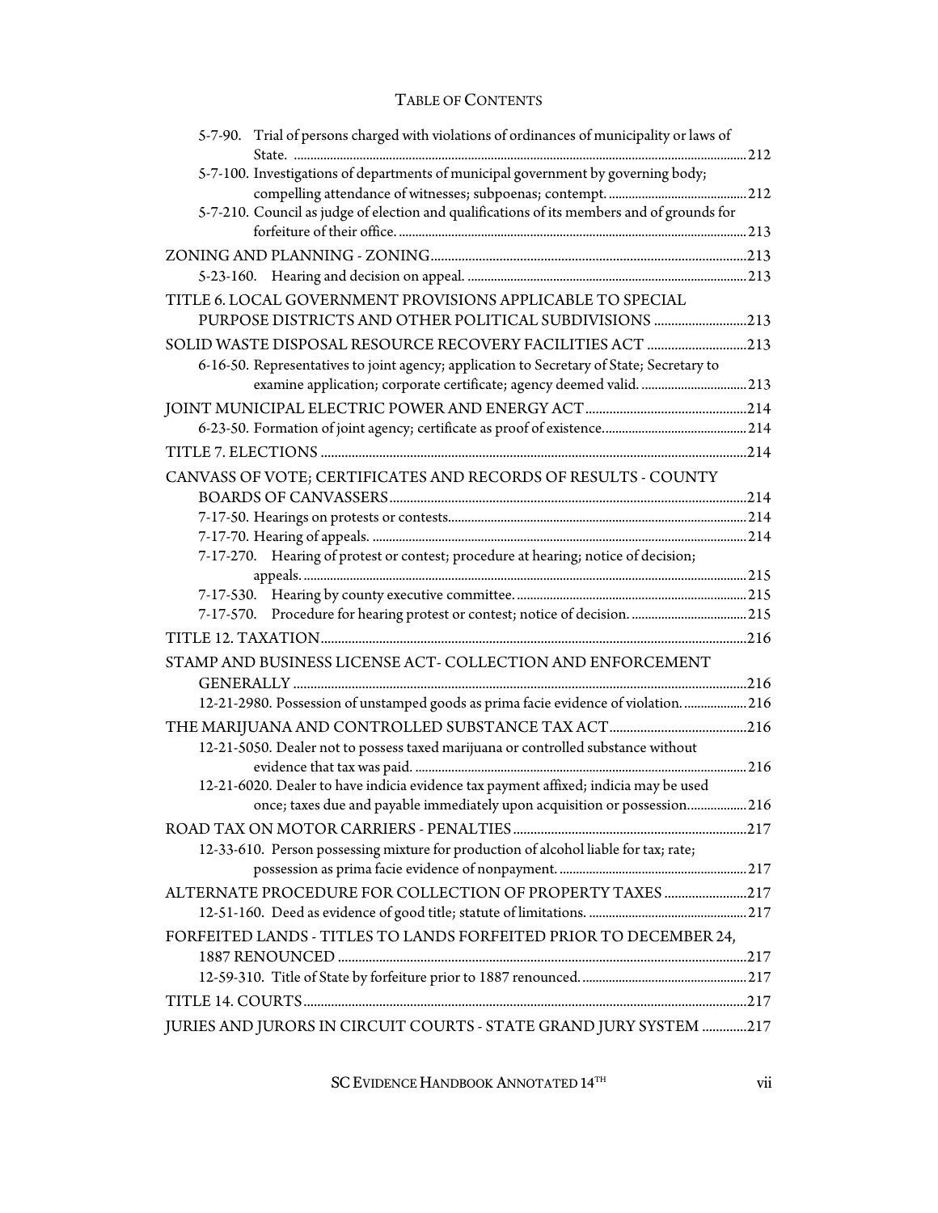TABLE OF CONTENTS

5-7-90. Trial of persons charged with violations of ordinances of municipality or laws of State. ....212

5-7-100. Investigations of departments of municipal government by governing body; compelling attendance of witnesses; subpoenas; contempt. ....212

5-7-210. Council as judge of election and qualifications of its members and of grounds for forfeiture of their office. ....213

ZONING AND PLANNING - ZONING ....213

5-23-160. Hearing and decision on appeal. ....213

TITLE 6. LOCAL GOVERNMENT PROVISIONS APPLICABLE TO SPECIAL PURPOSE DISTRICTS AND OTHER POLITICAL SUBDIVISIONS ....213

SOLID WASTE DISPOSAL RESOURCE RECOVERY FACILITIES ACT ....213

6-16-50. Representatives to joint agency; application to Secretary of State; Secretary to examine application; corporate certificate; agency deemed valid. ....213

JOINT MUNICIPAL ELECTRIC POWER AND ENERGY ACT ....214

6-23-50. Formation of joint agency; certificate as proof of existence. ....214

TITLE 7. ELECTIONS ....214

CANVASS OF VOTE; CERTIFICATES AND RECORDS OF RESULTS - COUNTY BOARDS OF CANVASSERS ....214

7-17-50. Hearings on protests or contests. ....214

7-17-70. Hearing of appeals. ....214

7-17-270. Hearing of protest or contest; procedure at hearing; notice of decision; appeals. ....215

7-17-530. Hearing by county executive committee. ....215

7-17-570. Procedure for hearing protest or contest; notice of decision. ....215

TITLE 12. TAXATION ....216

STAMP AND BUSINESS LICENSE ACT- COLLECTION AND ENFORCEMENT GENERALLY ....216

12-21-2980. Possession of unstamped goods as prima facie evidence of violation. ....216

THE MARIJUANA AND CONTROLLED SUBSTANCE TAX ACT ....216

12-21-5050. Dealer not to possess taxed marijuana or controlled substance without evidence that tax was paid. ....216

12-21-6020. Dealer to have indicia evidence tax payment affixed; indicia may be used once; taxes due and payable immediately upon acquisition or possession. ....216

ROAD TAX ON MOTOR CARRIERS - PENALTIES ....217

12-33-610. Person possessing mixture for production of alcohol liable for tax; rate; possession as prima facie evidence of nonpayment. ....217

ALTERNATE PROCEDURE FOR COLLECTION OF PROPERTY TAXES ....217

12-51-160. Deed as evidence of good title; statute of limitations. ....217

FORFEITED LANDS - TITLES TO LANDS FORFEITED PRIOR TO DECEMBER 24, 1887 RENOUNCED ....217

12-59-310. Title of State by forfeiture prior to 1887 renounced. ....217

TITLE 14. COURTS ....217

JURIES AND JURORS IN CIRCUIT COURTS - STATE GRAND JURY SYSTEM ....217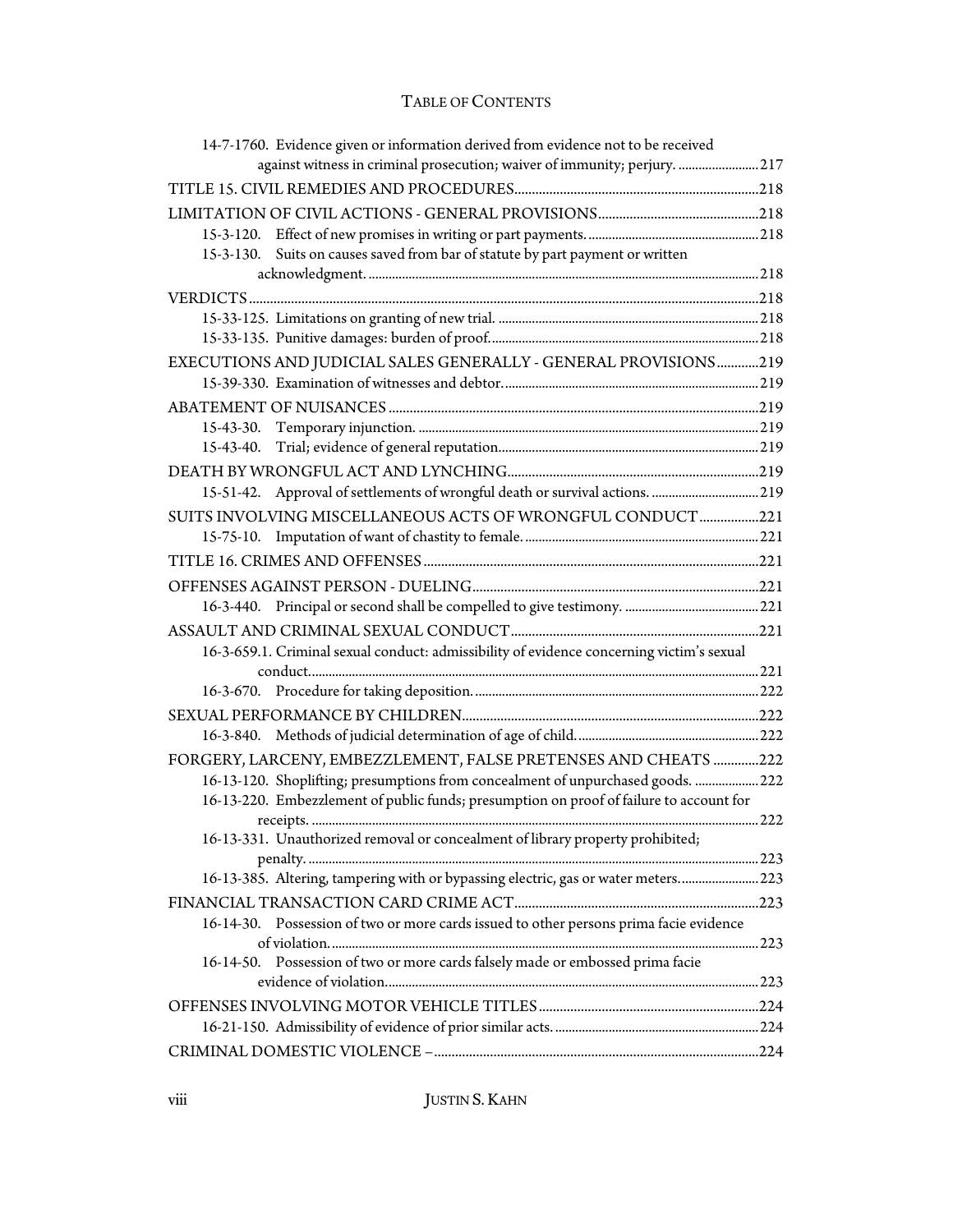TABLE OF CONTENTS

14-7-1760. Evidence given or information derived from evidence not to be received against witness in criminal prosecution; waiver of immunity; perjury. ....................... 217

TITLE 15. CIVIL REMEDIES AND PROCEDURES ..................................................................... 218

LIMITATION OF CIVIL ACTIONS - GENERAL PROVISIONS ............................................. 218

15-3-120. Effect of new promises in writing or part payments. ................................................. 218

15-3-130. Suits on causes saved from bar of statute by part payment or written acknowledgment. ................................................................................................................. 218

VERDICTS ................................................................................................................................ 218

15-33-125. Limitations on granting of new trial. ............................................................................ 218

15-33-135. Punitive damages: burden of proof. ............................................................................... 218

EXECUTIONS AND JUDICIAL SALES GENERALLY - GENERAL PROVISIONS ............ 219

15-39-330. Examination of witnesses and debtor. .......................................................................... 219

ABATEMENT OF NUISANCES ................................................................................................ 219

15-43-30. Temporary injunction. ................................................................................................... 219

15-43-40. Trial; evidence of general reputation. ........................................................................... 219

DEATH BY WRONGFUL ACT AND LYNCHING ..................................................................... 219

15-51-42. Approval of settlements of wrongful death or survival actions. ............................... 219

SUITS INVOLVING MISCELLANEOUS ACTS OF WRONGFUL CONDUCT ................. 221

15-75-10. Imputation of want of chastity to female. .................................................................... 221

TITLE 16. CRIMES AND OFFENSES ............................................................................................ 221

OFFENSES AGAINST PERSON - DUELING ................................................................................ 221

16-3-440. Principal or second shall be compelled to give testimony. ....................................... 221

ASSAULT AND CRIMINAL SEXUAL CONDUCT ..................................................................... 221

16-3-659.1. Criminal sexual conduct: admissibility of evidence concerning victim's sexual conduct. ................................................................................................................................... 221

16-3-670. Procedure for taking deposition. ................................................................................... 222

SEXUAL PERFORMANCE BY CHILDREN .................................................................................. 222

16-3-840. Methods of judicial determination of age of child. ..................................................... 222

FORGERY, LARCENY, EMBEZZLEMENT, FALSE PRETENSES AND CHEATS ............. 222

16-13-120. Shoplifting; presumptions from concealment of unpurchased goods. .................. 222

16-13-220. Embezzlement of public funds; presumption on proof of failure to account for receipts. .................................................................................................................................. 222

16-13-331. Unauthorized removal or concealment of library property prohibited; penalty. ................................................................................................................................... 223

16-13-385. Altering, tampering with or bypassing electric, gas or water meters. ....................... 223

FINANCIAL TRANSACTION CARD CRIME ACT ...................................................................... 223

16-14-30. Possession of two or more cards issued to other persons prima facie evidence of violation. ............................................................................................................................ 223

16-14-50. Possession of two or more cards falsely made or embossed prima facie evidence of violation. ............................................................................................................................ 223

OFFENSES INVOLVING MOTOR VEHICLE TITLES .............................................................. 224

16-21-150. Admissibility of evidence of prior similar acts. .......................................................... 224

CRIMINAL DOMESTIC VIOLENCE – ............................................................................................ 224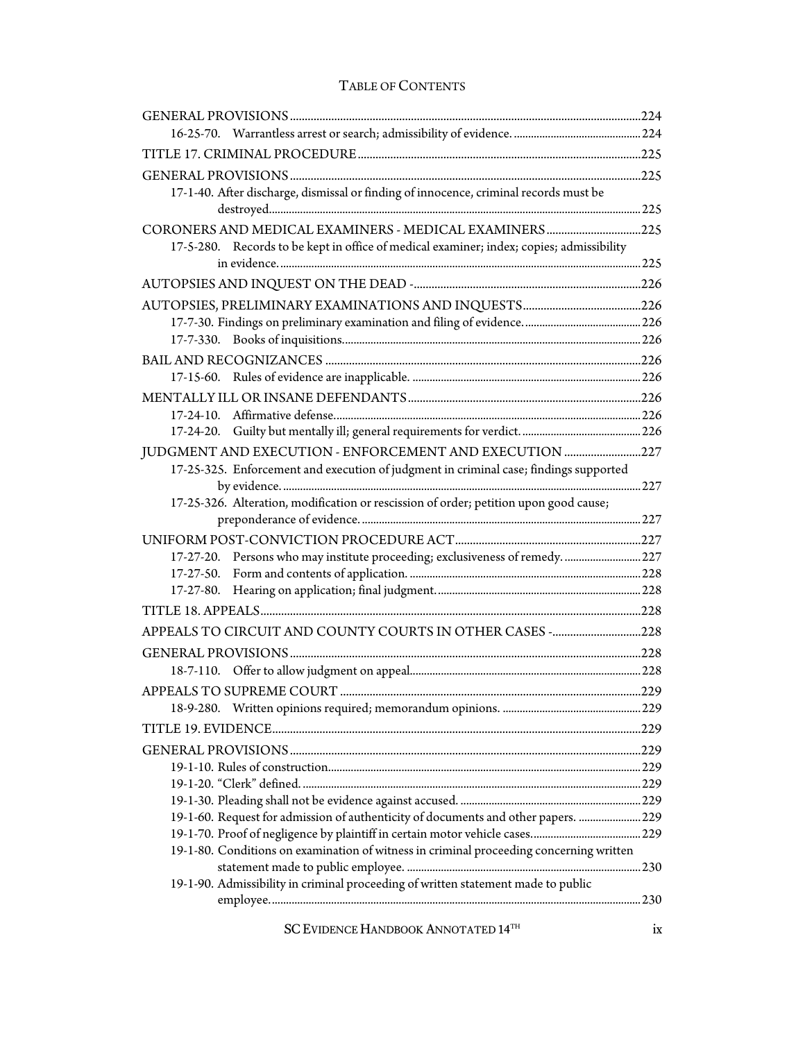TABLE OF CONTENTS

GENERAL PROVISIONS ... 224
- 16-25-70. Warrantless arrest or search; admissibility of evidence. ... 224

TITLE 17. CRIMINAL PROCEDURE ... 225

GENERAL PROVISIONS ... 225
- 17-1-40. After discharge, dismissal or finding of innocence, criminal records must be destroyed. ... 225

CORONERS AND MEDICAL EXAMINERS - MEDICAL EXAMINERS ... 225
- 17-5-280. Records to be kept in office of medical examiner; index; copies; admissibility in evidence. ... 225

AUTOPSIES AND INQUEST ON THE DEAD - ... 226

AUTOPSIES, PRELIMINARY EXAMINATIONS AND INQUESTS ... 226
- 17-7-30. Findings on preliminary examination and filing of evidence. ... 226
- 17-7-330. Books of inquisitions. ... 226

BAIL AND RECOGNIZANCES ... 226
- 17-15-60. Rules of evidence are inapplicable. ... 226

MENTALLY ILL OR INSANE DEFENDANTS ... 226
- 17-24-10. Affirmative defense. ... 226
- 17-24-20. Guilty but mentally ill; general requirements for verdict. ... 226

JUDGMENT AND EXECUTION - ENFORCEMENT AND EXECUTION ... 227
- 17-25-325. Enforcement and execution of judgment in criminal case; findings supported by evidence. ... 227
- 17-25-326. Alteration, modification or rescission of order; petition upon good cause; preponderance of evidence. ... 227

UNIFORM POST-CONVICTION PROCEDURE ACT ... 227
- 17-27-20. Persons who may institute proceeding; exclusiveness of remedy. ... 227
- 17-27-50. Form and contents of application. ... 228
- 17-27-80. Hearing on application; final judgment. ... 228

TITLE 18. APPEALS ... 228

APPEALS TO CIRCUIT AND COUNTY COURTS IN OTHER CASES - ... 228

GENERAL PROVISIONS ... 228
- 18-7-110. Offer to allow judgment on appeal. ... 228

APPEALS TO SUPREME COURT ... 229
- 18-9-280. Written opinions required; memorandum opinions. ... 229

TITLE 19. EVIDENCE ... 229

GENERAL PROVISIONS ... 229
- 19-1-10. Rules of construction. ... 229
- 19-1-20. "Clerk" defined. ... 229
- 19-1-30. Pleading shall not be evidence against accused. ... 229
- 19-1-60. Request for admission of authenticity of documents and other papers. ... 229
- 19-1-70. Proof of negligence by plaintiff in certain motor vehicle cases. ... 229
- 19-1-80. Conditions on examination of witness in criminal proceeding concerning written statement made to public employee. ... 230
- 19-1-90. Admissibility in criminal proceeding of written statement made to public employee. ... 230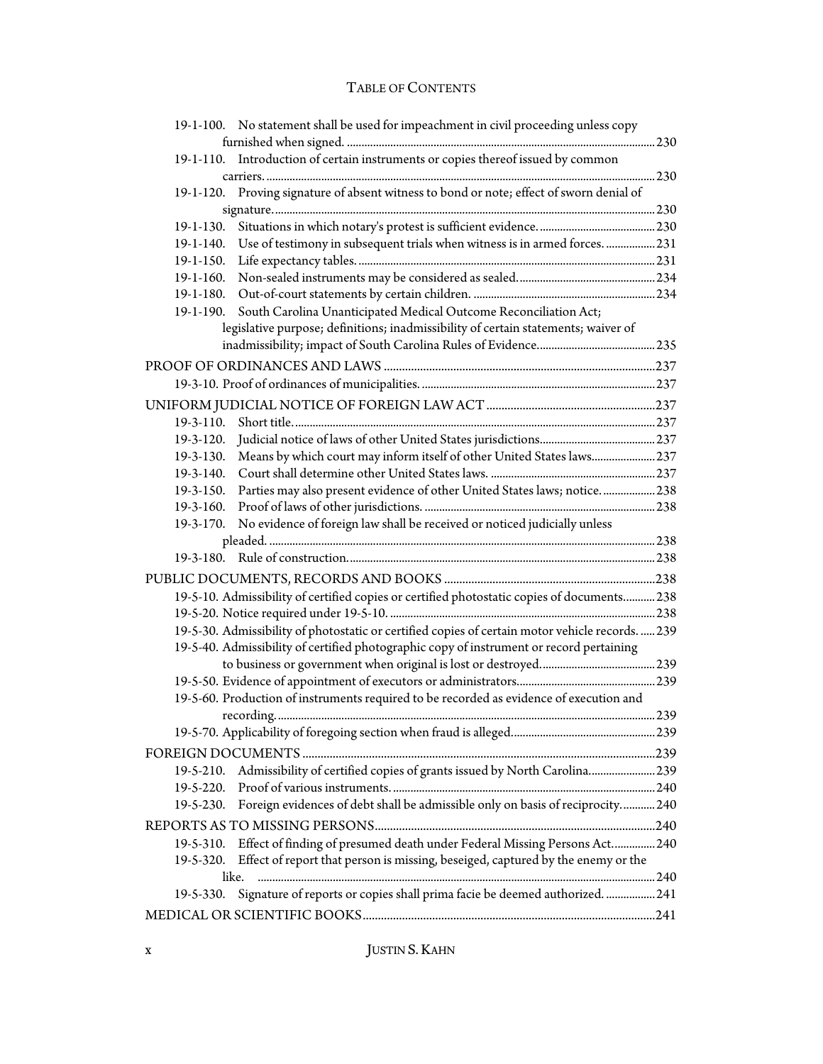19-1-100. No statement shall be used for impeachment in civil proceeding unless copy furnished when signed. .......................................................................................................230

19-1-110. Introduction of certain instruments or copies thereof issued by common carriers. ...............................................................................................................230

19-1-120. Proving signature of absent witness to bond or note; effect of sworn denial of signature. ...........................................................................................................230

19-1-130. Situations in which notary's protest is sufficient evidence. ........................................230

19-1-140. Use of testimony in subsequent trials when witness is in armed forces. .................231

19-1-150. Life expectancy tables. ......................................................................................231

19-1-160. Non-sealed instruments may be considered as sealed. ..............................................234

19-1-180. Out-of-court statements by certain children. ..............................................................234

19-1-190. South Carolina Unanticipated Medical Outcome Reconciliation Act; legislative purpose; definitions; inadmissibility of certain statements; waiver of inadmissibility; impact of South Carolina Rules of Evidence. ........................................235

PROOF OF ORDINANCES AND LAWS .......................................................................237

19-3-10. Proof of ordinances of municipalities. ..................................................................237

UNIFORM JUDICIAL NOTICE OF FOREIGN LAW ACT ..............................................237

19-3-110. Short title. ..........................................................................................................237

19-3-120. Judicial notice of laws of other United States jurisdictions. .......................................237

19-3-130. Means by which court may inform itself of other United States laws. .....................237

19-3-140. Court shall determine other United States laws. ........................................................237

19-3-150. Parties may also present evidence of other United States laws; notice. ..................238

19-3-160. Proof of laws of other jurisdictions. ..............................................................................238

19-3-170. No evidence of foreign law shall be received or noticed judicially unless pleaded. ............................................................................................................238

19-3-180. Rule of construction. .......................................................................................238

PUBLIC DOCUMENTS, RECORDS AND BOOKS ........................................................238

19-5-10. Admissibility of certified copies or certified photostatic copies of documents. ..........238

19-5-20. Notice required under 19-5-10. ...........................................................................238

19-5-30. Admissibility of photostatic or certified copies of certain motor vehicle records. .....239

19-5-40. Admissibility of certified photographic copy of instrument or record pertaining to business or government when original is lost or destroyed. .......................................239

19-5-50. Evidence of appointment of executors or administrators. ..............................................239

19-5-60. Production of instruments required to be recorded as evidence of execution and recording. ............................................................................................................239

19-5-70. Applicability of foregoing section when fraud is alleged. ................................................239

FOREIGN DOCUMENTS ..............................................................................................239

19-5-210. Admissibility of certified copies of grants issued by North Carolina. ......................239

19-5-220. Proof of various instruments. .........................................................................240

19-5-230. Foreign evidences of debt shall be admissible only on basis of reciprocity. ...........240

REPORTS AS TO MISSING PERSONS ........................................................................240

19-5-310. Effect of finding of presumed death under Federal Missing Persons Act. ..............240

19-5-320. Effect of report that person is missing, beseiged, captured by the enemy or the like. .....................................................................................................................240

19-5-330. Signature of reports or copies shall prima facie be deemed authorized. .................241

MEDICAL OR SCIENTIFIC BOOKS ...............................................................................241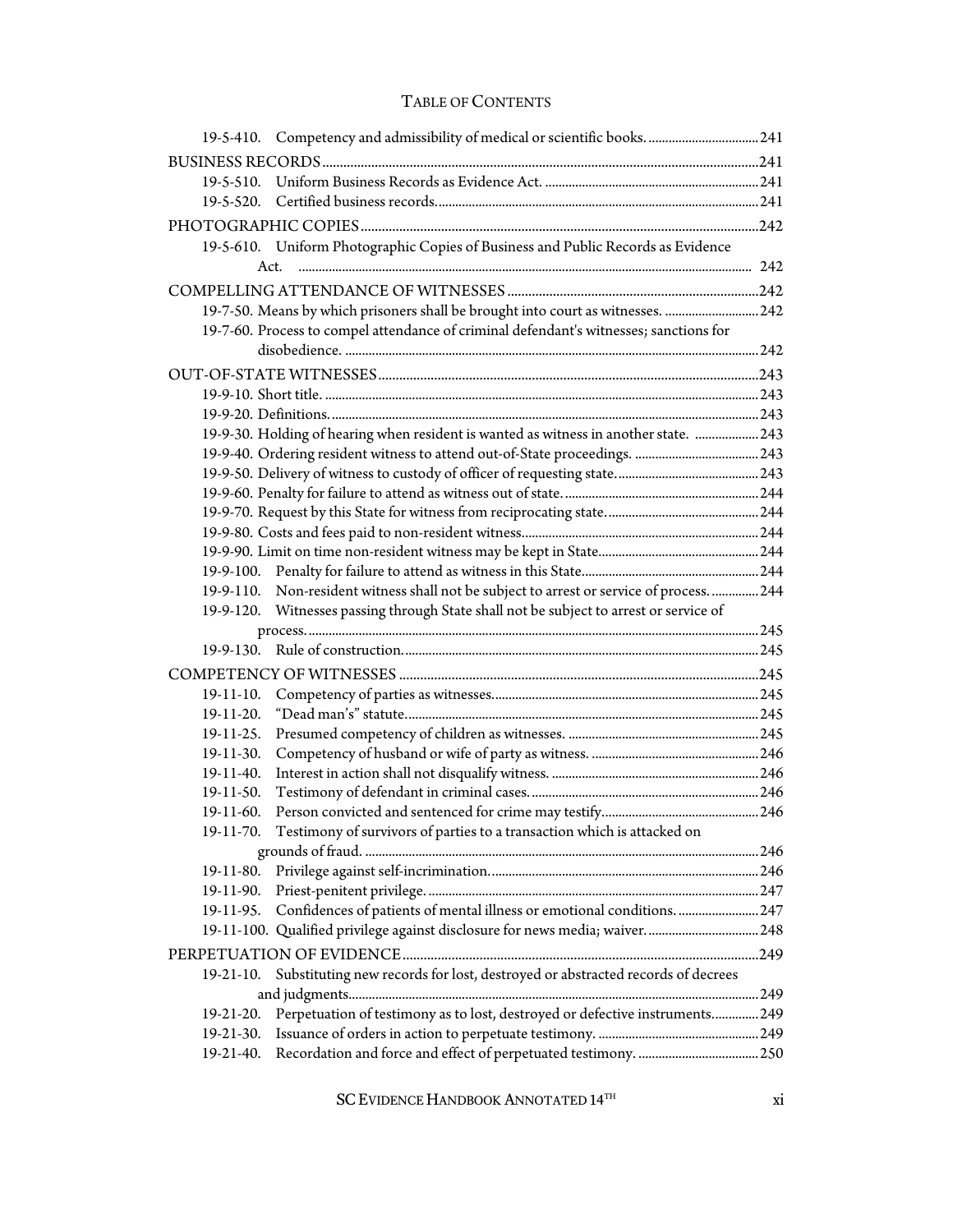# TABLE OF CONTENTS

19-5-410. Competency and admissibility of medical or scientific books. ..... 241

BUSINESS RECORDS ..... 241

19-5-510. Uniform Business Records as Evidence Act. ..... 241

19-5-520. Certified business records. ..... 241

PHOTOGRAPHIC COPIES ..... 242

19-5-610. Uniform Photographic Copies of Business and Public Records as Evidence Act. ..... 242

COMPELLING ATTENDANCE OF WITNESSES ..... 242

19-7-50. Means by which prisoners shall be brought into court as witnesses. ..... 242

19-7-60. Process to compel attendance of criminal defendant's witnesses; sanctions for disobedience. ..... 242

OUT-OF-STATE WITNESSES ..... 243

19-9-10. Short title. ..... 243

19-9-20. Definitions. ..... 243

19-9-30. Holding of hearing when resident is wanted as witness in another state. ..... 243

19-9-40. Ordering resident witness to attend out-of-State proceedings. ..... 243

19-9-50. Delivery of witness to custody of officer of requesting state. ..... 243

19-9-60. Penalty for failure to attend as witness out of state. ..... 244

19-9-70. Request by this State for witness from reciprocating state. ..... 244

19-9-80. Costs and fees paid to non-resident witness. ..... 244

19-9-90. Limit on time non-resident witness may be kept in State. ..... 244

19-9-100. Penalty for failure to attend as witness in this State. ..... 244

19-9-110. Non-resident witness shall not be subject to arrest or service of process. ..... 244

19-9-120. Witnesses passing through State shall not be subject to arrest or service of process. ..... 245

19-9-130. Rule of construction. ..... 245

COMPETENCY OF WITNESSES ..... 245

19-11-10. Competency of parties as witnesses. ..... 245

19-11-20. "Dead man's" statute. ..... 245

19-11-25. Presumed competency of children as witnesses. ..... 245

19-11-30. Competency of husband or wife of party as witness. ..... 246

19-11-40. Interest in action shall not disqualify witness. ..... 246

19-11-50. Testimony of defendant in criminal cases. ..... 246

19-11-60. Person convicted and sentenced for crime may testify. ..... 246

19-11-70. Testimony of survivors of parties to a transaction which is attacked on grounds of fraud. ..... 246

19-11-80. Privilege against self-incrimination. ..... 246

19-11-90. Priest-penitent privilege. ..... 247

19-11-95. Confidences of patients of mental illness or emotional conditions. ..... 247

19-11-100. Qualified privilege against disclosure for news media; waiver. ..... 248

PERPETUATION OF EVIDENCE ..... 249

19-21-10. Substituting new records for lost, destroyed or abstracted records of decrees and judgments. ..... 249

19-21-20. Perpetuation of testimony as to lost, destroyed or defective instruments. ..... 249

19-21-30. Issuance of orders in action to perpetuate testimony. ..... 249

19-21-40. Recordation and force and effect of perpetuated testimony. ..... 250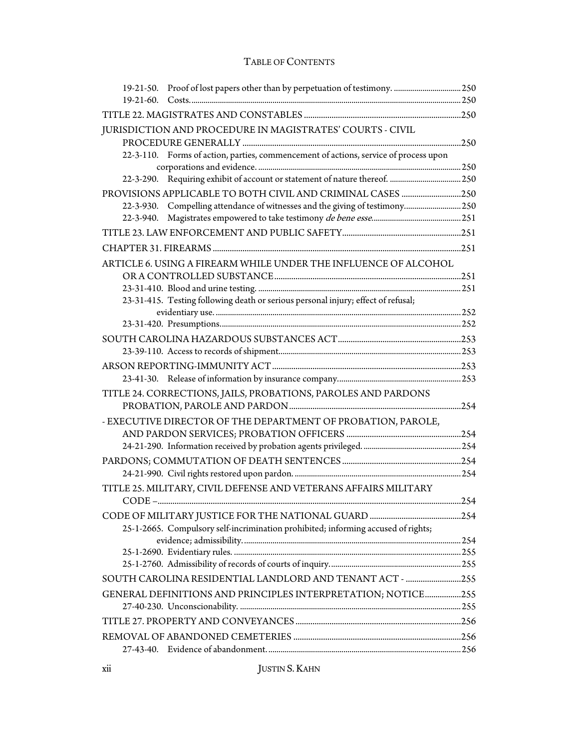## TABLE OF CONTENTS

19-21-50. Proof of lost papers other than by perpetuation of testimony. ................................ 250
19-21-60. Costs. ................................................................................................ 250

TITLE 22. MAGISTRATES AND CONSTABLES ........................................................................ 250

JURISDICTION AND PROCEDURE IN MAGISTRATES' COURTS - CIVIL PROCEDURE GENERALLY ........................................................................ 250

22-3-110. Forms of action, parties, commencement of actions, service of process upon corporations and evidence. ................................................................ 250
22-3-290. Requiring exhibit of account or statement of nature thereof. ................................ 250

PROVISIONS APPLICABLE TO BOTH CIVIL AND CRIMINAL CASES ........................................ 250

22-3-930. Compelling attendance of witnesses and the giving of testimony. ........................ 250
22-3-940. Magistrates empowered to take testimony *de bene esse*. ........................................ 251

TITLE 23. LAW ENFORCEMENT AND PUBLIC SAFETY ........................................................ 251

CHAPTER 31. FIREARMS ........................................................................................ 251

ARTICLE 6. USING A FIREARM WHILE UNDER THE INFLUENCE OF ALCOHOL OR A CONTROLLED SUBSTANCE ........................................................................ 251

23-31-410. Blood and urine testing. ................................................................................ 251
23-31-415. Testing following death or serious personal injury; effect of refusal; evidentiary use. ................................................................................ 252
23-31-420. Presumptions. ................................................................................ 252

SOUTH CAROLINA HAZARDOUS SUBSTANCES ACT ........................................................ 253

23-39-110. Access to records of shipment. ................................................................ 253

ARSON REPORTING-IMMUNITY ACT ........................................................................ 253

23-41-30. Release of information by insurance company. ................................................ 253

TITLE 24. CORRECTIONS, JAILS, PROBATIONS, PAROLES AND PARDONS PROBATION, PAROLE AND PARDON ........................................................................ 254

- EXECUTIVE DIRECTOR OF THE DEPARTMENT OF PROBATION, PAROLE, AND PARDON SERVICES; PROBATION OFFICERS ........................................................ 254

24-21-290. Information received by probation agents privileged. ........................................ 254

PARDONS; COMMUTATION OF DEATH SENTENCES ........................................................ 254

24-21-990. Civil rights restored upon pardon. ................................................................ 254

TITLE 25. MILITARY, CIVIL DEFENSE AND VETERANS AFFAIRS MILITARY CODE – ........................................................................ 254

CODE OF MILITARY JUSTICE FOR THE NATIONAL GUARD ................................................ 254

25-1-2665. Compulsory self-incrimination prohibited; informing accused of rights; evidence; admissibility. ................................................................ 254
25-1-2690. Evidentiary rules. ................................................................................ 255
25-1-2760. Admissibility of records of courts of inquiry. ................................................ 255

SOUTH CAROLINA RESIDENTIAL LANDLORD AND TENANT ACT - ........................................ 255

GENERAL DEFINITIONS AND PRINCIPLES INTERPRETATION; NOTICE ................................ 255

27-40-230. Unconscionability. ................................................................................ 255

TITLE 27. PROPERTY AND CONVEYANCES ........................................................................ 256

REMOVAL OF ABANDONED CEMETERIES ........................................................................ 256

27-43-40. Evidence of abandonment. ................................................................................ 256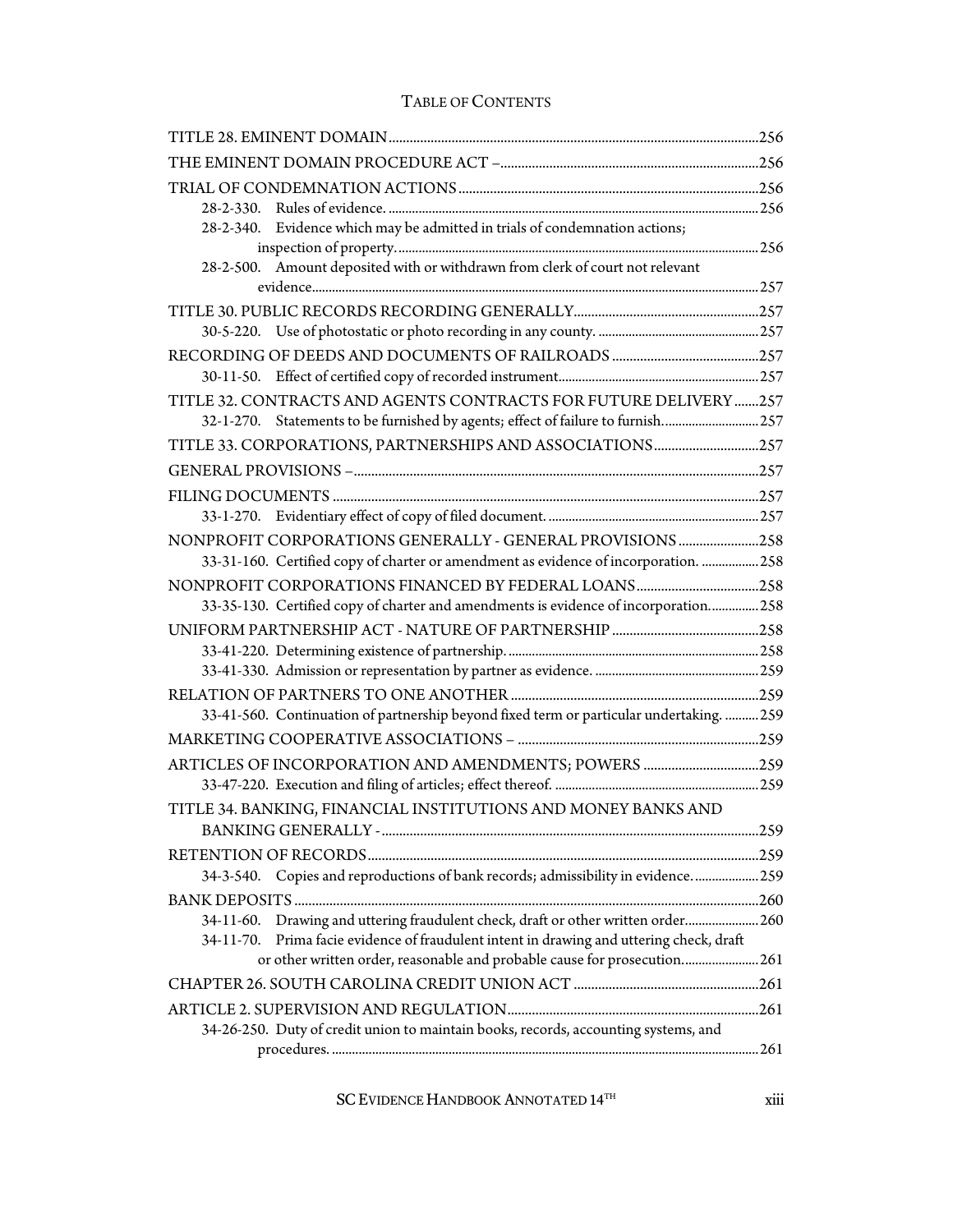# TABLE OF CONTENTS

TITLE 28. EMINENT DOMAIN .......... 256

THE EMINENT DOMAIN PROCEDURE ACT – .......... 256

TRIAL OF CONDEMNATION ACTIONS .......... 256

- 28-2-330. Rules of evidence. .......... 256
- 28-2-340. Evidence which may be admitted in trials of condemnation actions; inspection of property. .......... 256
- 28-2-500. Amount deposited with or withdrawn from clerk of court not relevant evidence. .......... 257

TITLE 30. PUBLIC RECORDS RECORDING GENERALLY .......... 257

- 30-5-220. Use of photostatic or photo recording in any county. .......... 257

RECORDING OF DEEDS AND DOCUMENTS OF RAILROADS .......... 257

- 30-11-50. Effect of certified copy of recorded instrument. .......... 257

TITLE 32. CONTRACTS AND AGENTS CONTRACTS FOR FUTURE DELIVERY .......... 257

- 32-1-270. Statements to be furnished by agents; effect of failure to furnish. .......... 257

TITLE 33. CORPORATIONS, PARTNERSHIPS AND ASSOCIATIONS .......... 257

GENERAL PROVISIONS – .......... 257

FILING DOCUMENTS .......... 257

- 33-1-270. Evidentiary effect of copy of filed document. .......... 257

NONPROFIT CORPORATIONS GENERALLY - GENERAL PROVISIONS .......... 258

- 33-31-160. Certified copy of charter or amendment as evidence of incorporation. .......... 258

NONPROFIT CORPORATIONS FINANCED BY FEDERAL LOANS .......... 258

- 33-35-130. Certified copy of charter and amendments is evidence of incorporation. .......... 258

UNIFORM PARTNERSHIP ACT - NATURE OF PARTNERSHIP .......... 258

- 33-41-220. Determining existence of partnership. .......... 258
- 33-41-330. Admission or representation by partner as evidence. .......... 259

RELATION OF PARTNERS TO ONE ANOTHER .......... 259

- 33-41-560. Continuation of partnership beyond fixed term or particular undertaking. .......... 259

MARKETING COOPERATIVE ASSOCIATIONS – .......... 259

ARTICLES OF INCORPORATION AND AMENDMENTS; POWERS .......... 259

- 33-47-220. Execution and filing of articles; effect thereof. .......... 259

TITLE 34. BANKING, FINANCIAL INSTITUTIONS AND MONEY BANKS AND BANKING GENERALLY - .......... 259

RETENTION OF RECORDS .......... 259

- 34-3-540. Copies and reproductions of bank records; admissibility in evidence. .......... 259

BANK DEPOSITS .......... 260

- 34-11-60. Drawing and uttering fraudulent check, draft or other written order. .......... 260
- 34-11-70. Prima facie evidence of fraudulent intent in drawing and uttering check, draft or other written order, reasonable and probable cause for prosecution. .......... 261

CHAPTER 26. SOUTH CAROLINA CREDIT UNION ACT .......... 261

ARTICLE 2. SUPERVISION AND REGULATION .......... 261

- 34-26-250. Duty of credit union to maintain books, records, accounting systems, and procedures. .......... 261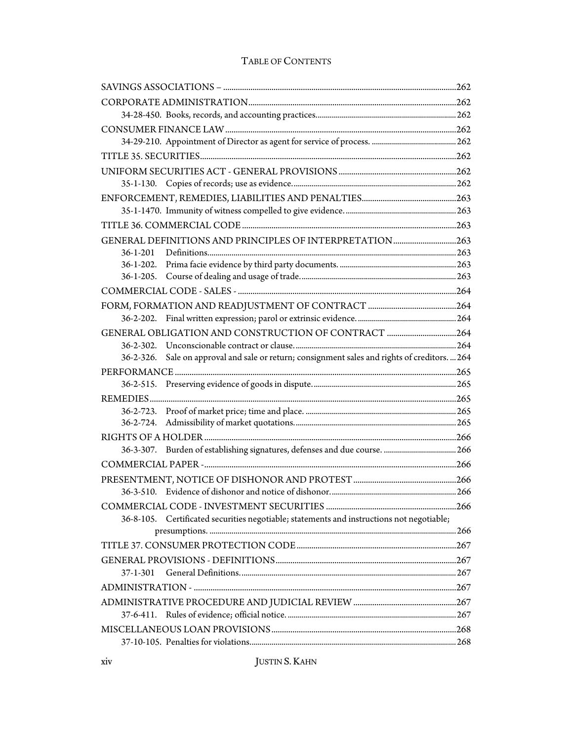TABLE OF CONTENTS

| | |
|---|---|
| SAVINGS ASSOCIATIONS – | 262 |
| CORPORATE ADMINISTRATION | 262 |
| 34-28-450. Books, records, and accounting practices. | 262 |
| CONSUMER FINANCE LAW | 262 |
| 34-29-210. Appointment of Director as agent for service of process. | 262 |
| TITLE 35. SECURITIES | 262 |
| UNIFORM SECURITIES ACT - GENERAL PROVISIONS | 262 |
| 35-1-130. Copies of records; use as evidence. | 262 |
| ENFORCEMENT, REMEDIES, LIABILITIES AND PENALTIES | 263 |
| 35-1-1470. Immunity of witness compelled to give evidence. | 263 |
| TITLE 36. COMMERCIAL CODE | 263 |
| GENERAL DEFINITIONS AND PRINCIPLES OF INTERPRETATION | 263 |
| 36-1-201 Definitions. | 263 |
| 36-1-202. Prima facie evidence by third party documents. | 263 |
| 36-1-205. Course of dealing and usage of trade. | 263 |
| COMMERCIAL CODE - SALES - | 264 |
| FORM, FORMATION AND READJUSTMENT OF CONTRACT | 264 |
| 36-2-202. Final written expression; parol or extrinsic evidence. | 264 |
| GENERAL OBLIGATION AND CONSTRUCTION OF CONTRACT | 264 |
| 36-2-302. Unconscionable contract or clause. | 264 |
| 36-2-326. Sale on approval and sale or return; consignment sales and rights of creditors. | 264 |
| PERFORMANCE | 265 |
| 36-2-515. Preserving evidence of goods in dispute. | 265 |
| REMEDIES | 265 |
| 36-2-723. Proof of market price; time and place. | 265 |
| 36-2-724. Admissibility of market quotations. | 265 |
| RIGHTS OF A HOLDER | 266 |
| 36-3-307. Burden of establishing signatures, defenses and due course. | 266 |
| COMMERCIAL PAPER - | 266 |
| PRESENTMENT, NOTICE OF DISHONOR AND PROTEST | 266 |
| 36-3-510. Evidence of dishonor and notice of dishonor. | 266 |
| COMMERCIAL CODE - INVESTMENT SECURITIES | 266 |
| 36-8-105. Certificated securities negotiable; statements and instructions not negotiable; presumptions. | 266 |
| TITLE 37. CONSUMER PROTECTION CODE | 267 |
| GENERAL PROVISIONS - DEFINITIONS | 267 |
| 37-1-301 General Definitions. | 267 |
| ADMINISTRATION - | 267 |
| ADMINISTRATIVE PROCEDURE AND JUDICIAL REVIEW | 267 |
| 37-6-411. Rules of evidence; official notice. | 267 |
| MISCELLANEOUS LOAN PROVISIONS | 268 |
| 37-10-105. Penalties for violations. | 268 |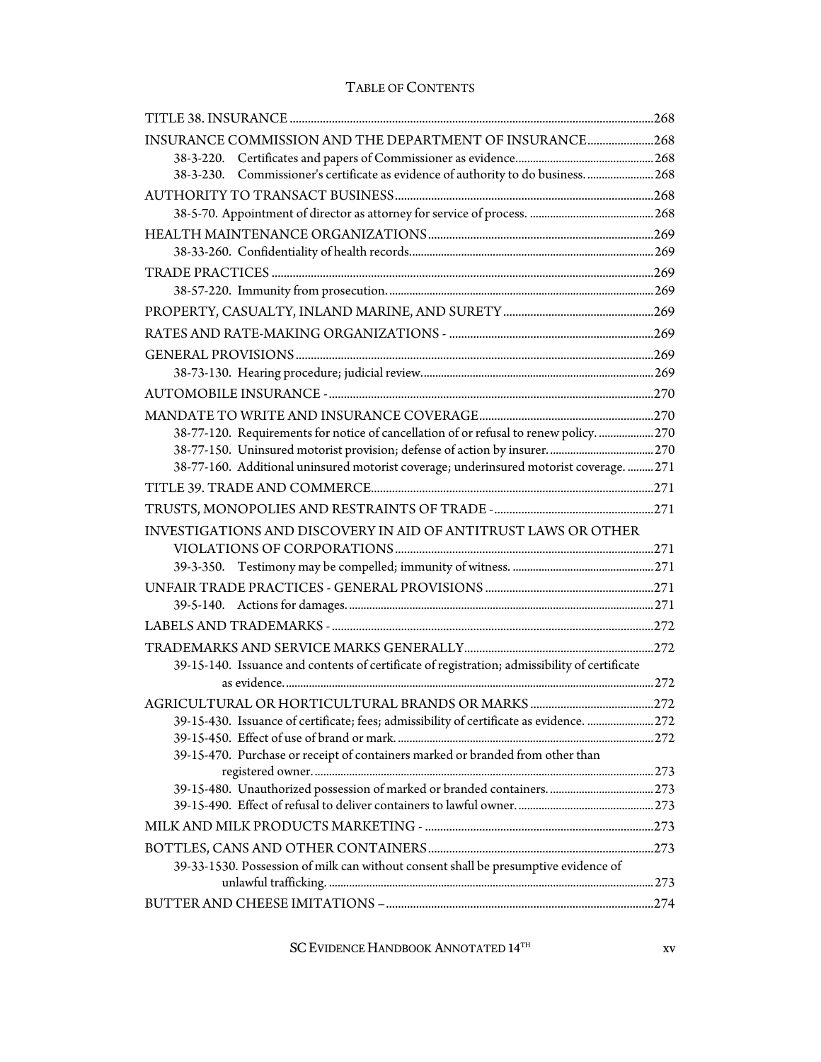TABLE OF CONTENTS

| | |
|---|---|
| TITLE 38. INSURANCE | 268 |
| INSURANCE COMMISSION AND THE DEPARTMENT OF INSURANCE | 268 |
| 38-3-220. Certificates and papers of Commissioner as evidence. | 268 |
| 38-3-230. Commissioner's certificate as evidence of authority to do business. | 268 |
| AUTHORITY TO TRANSACT BUSINESS | 268 |
| 38-5-70. Appointment of director as attorney for service of process. | 268 |
| HEALTH MAINTENANCE ORGANIZATIONS | 269 |
| 38-33-260. Confidentiality of health records. | 269 |
| TRADE PRACTICES | 269 |
| 38-57-220. Immunity from prosecution. | 269 |
| PROPERTY, CASUALTY, INLAND MARINE, AND SURETY | 269 |
| RATES AND RATE-MAKING ORGANIZATIONS - | 269 |
| GENERAL PROVISIONS | 269 |
| 38-73-130. Hearing procedure; judicial review. | 269 |
| AUTOMOBILE INSURANCE - | 270 |
| MANDATE TO WRITE AND INSURANCE COVERAGE | 270 |
| 38-77-120. Requirements for notice of cancellation of or refusal to renew policy. | 270 |
| 38-77-150. Uninsured motorist provision; defense of action by insurer. | 270 |
| 38-77-160. Additional uninsured motorist coverage; underinsured motorist coverage. | 271 |
| TITLE 39. TRADE AND COMMERCE | 271 |
| TRUSTS, MONOPOLIES AND RESTRAINTS OF TRADE - | 271 |
| INVESTIGATIONS AND DISCOVERY IN AID OF ANTITRUST LAWS OR OTHER VIOLATIONS OF CORPORATIONS | 271 |
| 39-3-350. Testimony may be compelled; immunity of witness. | 271 |
| UNFAIR TRADE PRACTICES - GENERAL PROVISIONS | 271 |
| 39-5-140. Actions for damages. | 271 |
| LABELS AND TRADEMARKS - | 272 |
| TRADEMARKS AND SERVICE MARKS GENERALLY | 272 |
| 39-15-140. Issuance and contents of certificate of registration; admissibility of certificate as evidence. | 272 |
| AGRICULTURAL OR HORTICULTURAL BRANDS OR MARKS | 272 |
| 39-15-430. Issuance of certificate; fees; admissibility of certificate as evidence. | 272 |
| 39-15-450. Effect of use of brand or mark. | 272 |
| 39-15-470. Purchase or receipt of containers marked or branded from other than registered owner. | 273 |
| 39-15-480. Unauthorized possession of marked or branded containers. | 273 |
| 39-15-490. Effect of refusal to deliver containers to lawful owner. | 273 |
| MILK AND MILK PRODUCTS MARKETING - | 273 |
| BOTTLES, CANS AND OTHER CONTAINERS | 273 |
| 39-33-1530. Possession of milk can without consent shall be presumptive evidence of unlawful trafficking. | 273 |
| BUTTER AND CHEESE IMITATIONS – | 274 |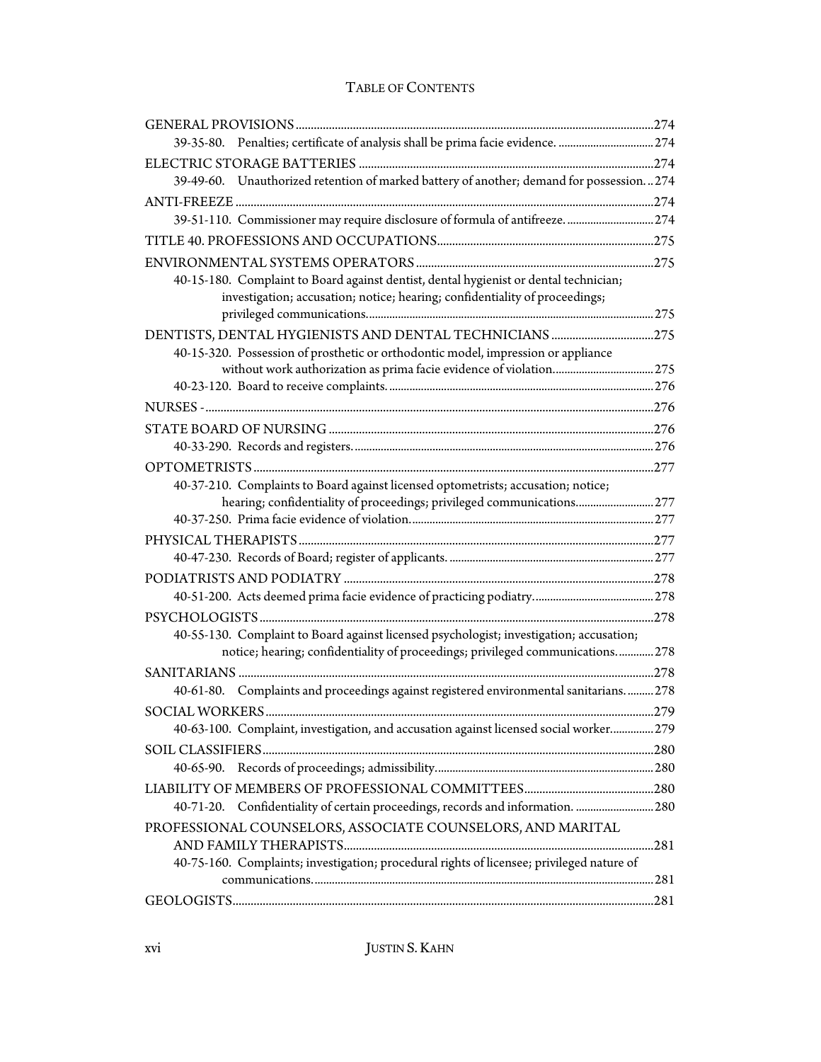# Table of Contents

GENERAL PROVISIONS ....274
- 39-35-80. Penalties; certificate of analysis shall be prima facie evidence. ....274

ELECTRIC STORAGE BATTERIES ....274
- 39-49-60. Unauthorized retention of marked battery of another; demand for possession. ..274

ANTI-FREEZE ....274
- 39-51-110. Commissioner may require disclosure of formula of antifreeze. ....274

TITLE 40. PROFESSIONS AND OCCUPATIONS....275

ENVIRONMENTAL SYSTEMS OPERATORS ....275
- 40-15-180. Complaint to Board against dentist, dental hygienist or dental technician; investigation; accusation; notice; hearing; confidentiality of proceedings; privileged communications. ....275

DENTISTS, DENTAL HYGIENISTS AND DENTAL TECHNICIANS ....275
- 40-15-320. Possession of prosthetic or orthodontic model, impression or appliance without work authorization as prima facie evidence of violation. ....275
- 40-23-120. Board to receive complaints. ....276

NURSES - ....276

STATE BOARD OF NURSING ....276
- 40-33-290. Records and registers. ....276

OPTOMETRISTS ....277
- 40-37-210. Complaints to Board against licensed optometrists; accusation; notice; hearing; confidentiality of proceedings; privileged communications. ....277
- 40-37-250. Prima facie evidence of violation. ....277

PHYSICAL THERAPISTS ....277
- 40-47-230. Records of Board; register of applicants. ....277

PODIATRISTS AND PODIATRY ....278
- 40-51-200. Acts deemed prima facie evidence of practicing podiatry. ....278

PSYCHOLOGISTS ....278
- 40-55-130. Complaint to Board against licensed psychologist; investigation; accusation; notice; hearing; confidentiality of proceedings; privileged communications. ....278

SANITARIANS ....278
- 40-61-80. Complaints and proceedings against registered environmental sanitarians. ....278

SOCIAL WORKERS ....279
- 40-63-100. Complaint, investigation, and accusation against licensed social worker. ....279

SOIL CLASSIFIERS ....280
- 40-65-90. Records of proceedings; admissibility. ....280

LIABILITY OF MEMBERS OF PROFESSIONAL COMMITTEES ....280
- 40-71-20. Confidentiality of certain proceedings, records and information. ....280

PROFESSIONAL COUNSELORS, ASSOCIATE COUNSELORS, AND MARITAL AND FAMILY THERAPISTS ....281
- 40-75-160. Complaints; investigation; procedural rights of licensee; privileged nature of communications. ....281

GEOLOGISTS ....281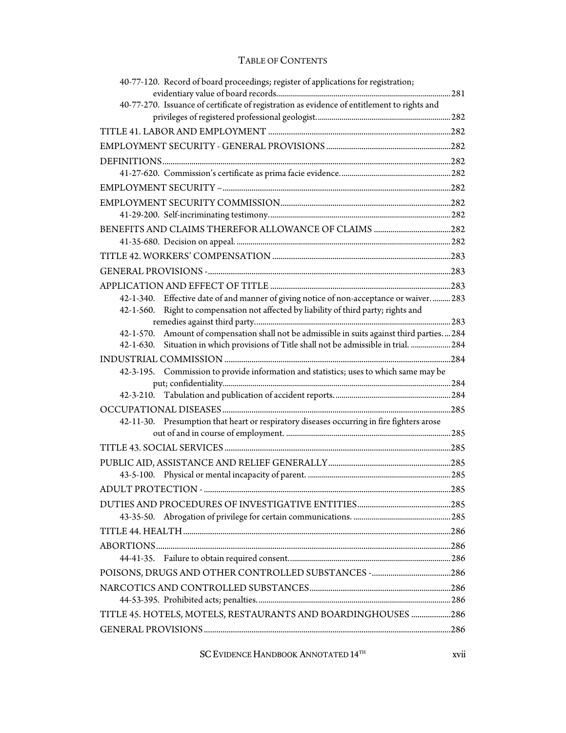# TABLE OF CONTENTS

40-77-120. Record of board proceedings; register of applications for registration; evidentiary value of board records. 281

40-77-270. Issuance of certificate of registration as evidence of entitlement to rights and privileges of registered professional geologist. 282

TITLE 41. LABOR AND EMPLOYMENT 282

EMPLOYMENT SECURITY - GENERAL PROVISIONS 282

DEFINITIONS 282

41-27-620. Commission's certificate as prima facie evidence. 282

EMPLOYMENT SECURITY – 282

EMPLOYMENT SECURITY COMMISSION 282

41-29-200. Self-incriminating testimony. 282

BENEFITS AND CLAIMS THEREFOR ALLOWANCE OF CLAIMS 282

41-35-680. Decision on appeal. 282

TITLE 42. WORKERS' COMPENSATION 283

GENERAL PROVISIONS - 283

APPLICATION AND EFFECT OF TITLE 283

42-1-340. Effective date of and manner of giving notice of non-acceptance or waiver. 283

42-1-560. Right to compensation not affected by liability of third party; rights and remedies against third party. 283

42-1-570. Amount of compensation shall not be admissible in suits against third parties. 284

42-1-630. Situation in which provisions of Title shall not be admissible in trial. 284

INDUSTRIAL COMMISSION 284

42-3-195. Commission to provide information and statistics; uses to which same may be put; confidentiality. 284

42-3-210. Tabulation and publication of accident reports. 284

OCCUPATIONAL DISEASES 285

42-11-30. Presumption that heart or respiratory diseases occurring in fire fighters arose out of and in course of employment. 285

TITLE 43. SOCIAL SERVICES 285

PUBLIC AID, ASSISTANCE AND RELIEF GENERALLY 285

43-5-100. Physical or mental incapacity of parent. 285

ADULT PROTECTION - 285

DUTIES AND PROCEDURES OF INVESTIGATIVE ENTITIES 285

43-35-50. Abrogation of privilege for certain communications. 285

TITLE 44. HEALTH 286

ABORTIONS 286

44-41-35. Failure to obtain required consent. 286

POISONS, DRUGS AND OTHER CONTROLLED SUBSTANCES - 286

NARCOTICS AND CONTROLLED SUBSTANCES 286

44-53-395. Prohibited acts; penalties. 286

TITLE 45. HOTELS, MOTELS, RESTAURANTS AND BOARDINGHOUSES 286

GENERAL PROVISIONS 286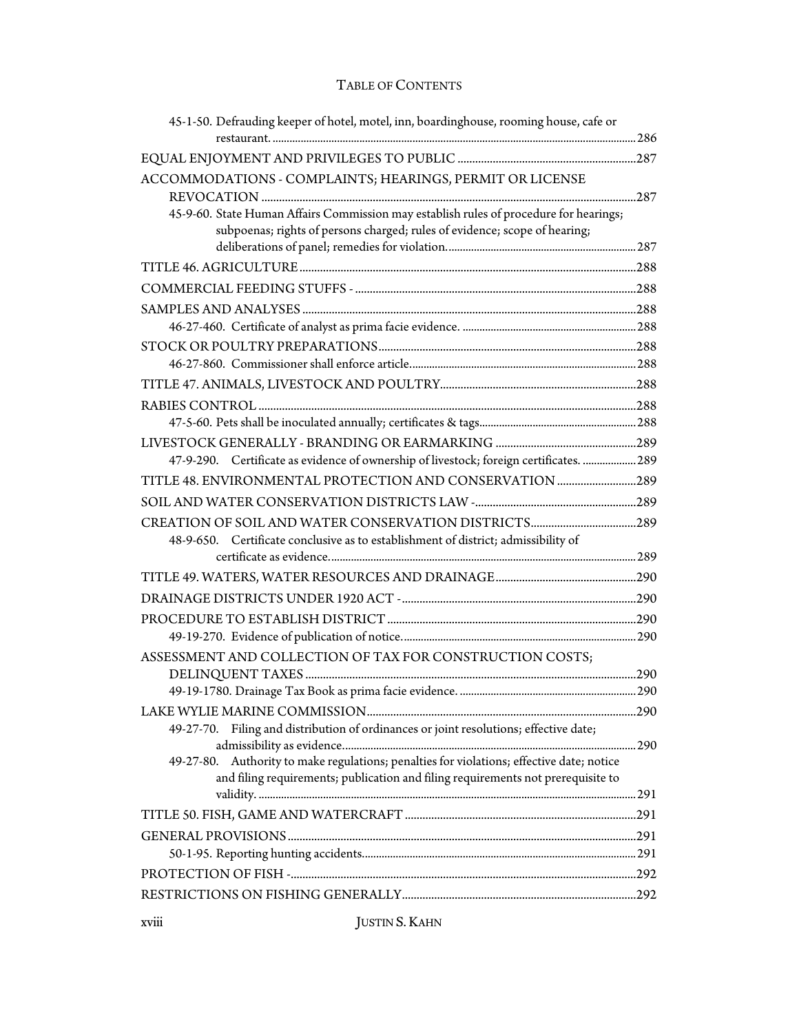45-1-50. Defrauding keeper of hotel, motel, inn, boardinghouse, rooming house, cafe or restaurant. ............ 286

EQUAL ENJOYMENT AND PRIVILEGES TO PUBLIC ............ 287

ACCOMMODATIONS - COMPLAINTS; HEARINGS, PERMIT OR LICENSE REVOCATION ............ 287

45-9-60. State Human Affairs Commission may establish rules of procedure for hearings; subpoenas; rights of persons charged; rules of evidence; scope of hearing; deliberations of panel; remedies for violation. ............ 287

TITLE 46. AGRICULTURE ............ 288

COMMERCIAL FEEDING STUFFS - ............ 288

SAMPLES AND ANALYSES ............ 288

46-27-460. Certificate of analyst as prima facie evidence. ............ 288

STOCK OR POULTRY PREPARATIONS ............ 288

46-27-860. Commissioner shall enforce article. ............ 288

TITLE 47. ANIMALS, LIVESTOCK AND POULTRY ............ 288

RABIES CONTROL ............ 288

47-5-60. Pets shall be inoculated annually; certificates & tags. ............ 288

LIVESTOCK GENERALLY - BRANDING OR EARMARKING ............ 289

47-9-290. Certificate as evidence of ownership of livestock; foreign certificates. ............ 289

TITLE 48. ENVIRONMENTAL PROTECTION AND CONSERVATION ............ 289

SOIL AND WATER CONSERVATION DISTRICTS LAW - ............ 289

CREATION OF SOIL AND WATER CONSERVATION DISTRICTS ............ 289

48-9-650. Certificate conclusive as to establishment of district; admissibility of certificate as evidence. ............ 289

TITLE 49. WATERS, WATER RESOURCES AND DRAINAGE ............ 290

DRAINAGE DISTRICTS UNDER 1920 ACT - ............ 290

PROCEDURE TO ESTABLISH DISTRICT ............ 290

49-19-270. Evidence of publication of notice. ............ 290

ASSESSMENT AND COLLECTION OF TAX FOR CONSTRUCTION COSTS; DELINQUENT TAXES ............ 290

49-19-1780. Drainage Tax Book as prima facie evidence. ............ 290

LAKE WYLIE MARINE COMMISSION ............ 290

49-27-70. Filing and distribution of ordinances or joint resolutions; effective date; admissibility as evidence. ............ 290

49-27-80. Authority to make regulations; penalties for violations; effective date; notice and filing requirements; publication and filing requirements not prerequisite to validity. ............ 291

TITLE 50. FISH, GAME AND WATERCRAFT ............ 291

GENERAL PROVISIONS ............ 291

50-1-95. Reporting hunting accidents. ............ 291

PROTECTION OF FISH - ............ 292

RESTRICTIONS ON FISHING GENERALLY ............ 292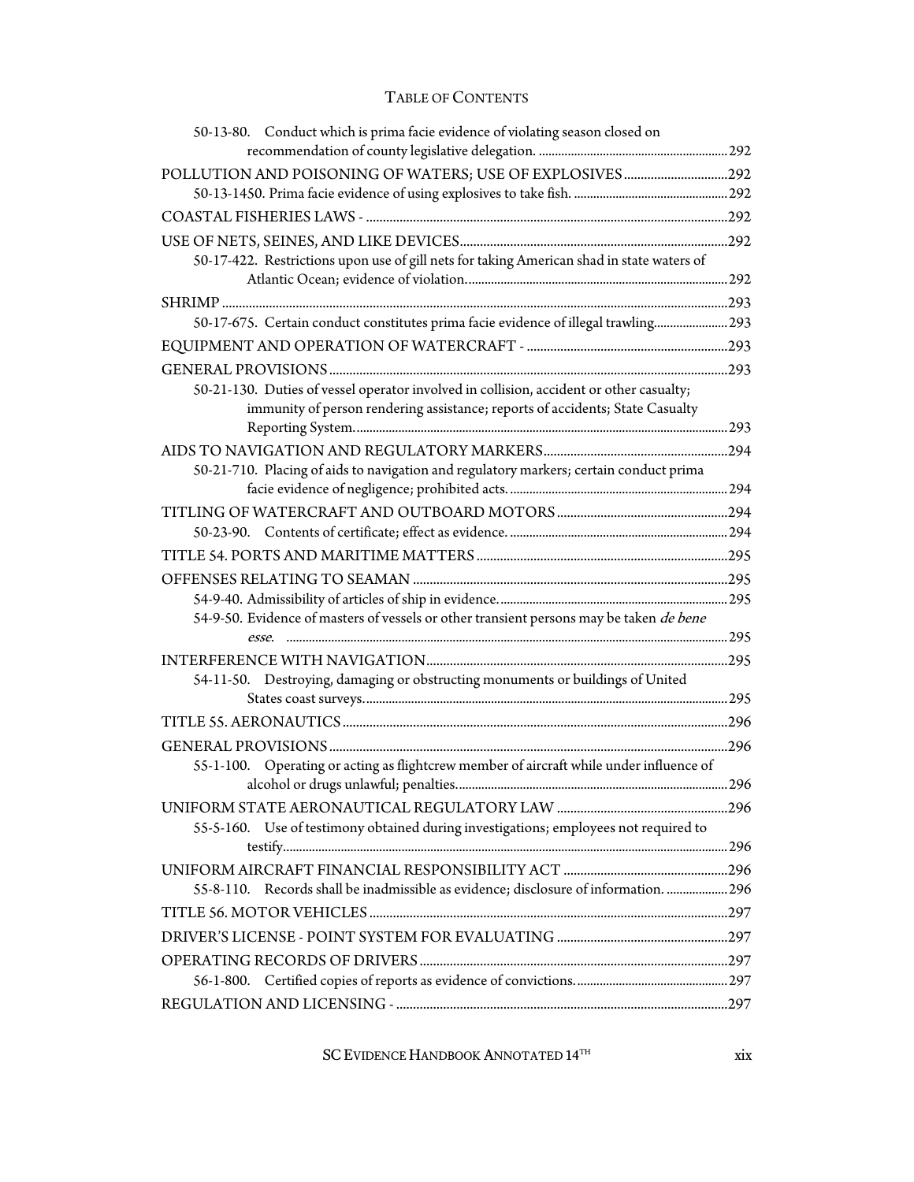# TABLE OF CONTENTS

50-13-80. Conduct which is prima facie evidence of violating season closed on recommendation of county legislative delegation. .......... 292

POLLUTION AND POISONING OF WATERS; USE OF EXPLOSIVES .......... 292

50-13-1450. Prima facie evidence of using explosives to take fish. .......... 292

COASTAL FISHERIES LAWS - .......... 292

USE OF NETS, SEINES, AND LIKE DEVICES .......... 292

50-17-422. Restrictions upon use of gill nets for taking American shad in state waters of Atlantic Ocean; evidence of violation. .......... 292

SHRIMP .......... 293

50-17-675. Certain conduct constitutes prima facie evidence of illegal trawling. .......... 293

EQUIPMENT AND OPERATION OF WATERCRAFT - .......... 293

GENERAL PROVISIONS .......... 293

50-21-130. Duties of vessel operator involved in collision, accident or other casualty; immunity of person rendering assistance; reports of accidents; State Casualty Reporting System. .......... 293

AIDS TO NAVIGATION AND REGULATORY MARKERS .......... 294

50-21-710. Placing of aids to navigation and regulatory markers; certain conduct prima facie evidence of negligence; prohibited acts. .......... 294

TITLING OF WATERCRAFT AND OUTBOARD MOTORS .......... 294

50-23-90. Contents of certificate; effect as evidence. .......... 294

TITLE 54. PORTS AND MARITIME MATTERS .......... 295

OFFENSES RELATING TO SEAMAN .......... 295

54-9-40. Admissibility of articles of ship in evidence. .......... 295

54-9-50. Evidence of masters of vessels or other transient persons may be taken *de bene esse*. .......... 295

INTERFERENCE WITH NAVIGATION .......... 295

54-11-50. Destroying, damaging or obstructing monuments or buildings of United States coast surveys. .......... 295

TITLE 55. AERONAUTICS .......... 296

GENERAL PROVISIONS .......... 296

55-1-100. Operating or acting as flightcrew member of aircraft while under influence of alcohol or drugs unlawful; penalties. .......... 296

UNIFORM STATE AERONAUTICAL REGULATORY LAW .......... 296

55-5-160. Use of testimony obtained during investigations; employees not required to testify. .......... 296

UNIFORM AIRCRAFT FINANCIAL RESPONSIBILITY ACT .......... 296

55-8-110. Records shall be inadmissible as evidence; disclosure of information. .......... 296

TITLE 56. MOTOR VEHICLES .......... 297

DRIVER'S LICENSE - POINT SYSTEM FOR EVALUATING .......... 297

OPERATING RECORDS OF DRIVERS .......... 297

56-1-800. Certified copies of reports as evidence of convictions. .......... 297

REGULATION AND LICENSING - .......... 297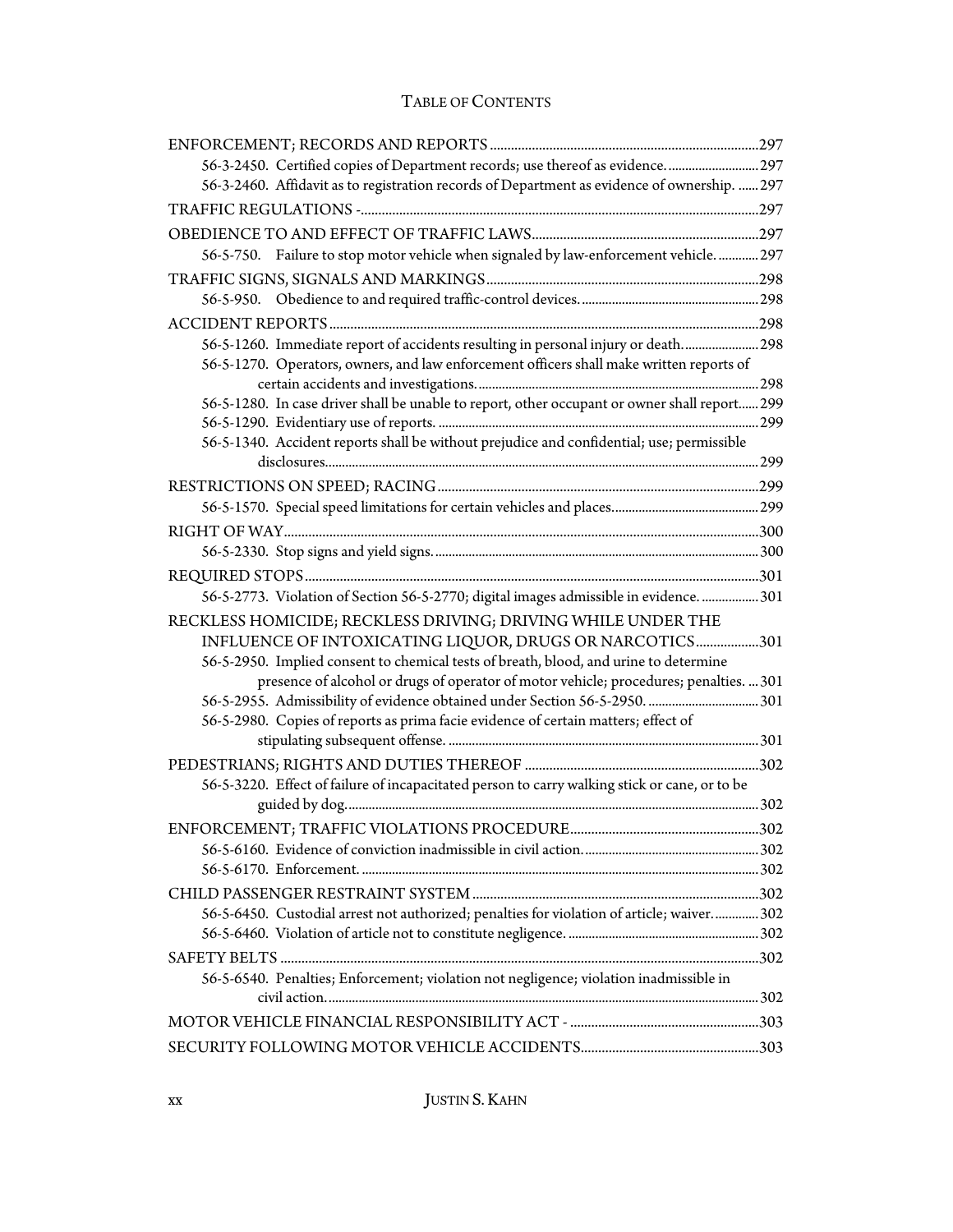ENFORCEMENT; RECORDS AND REPORTS ... 297

56-3-2450. Certified copies of Department records; use thereof as evidence. ... 297

56-3-2460. Affidavit as to registration records of Department as evidence of ownership. ... 297

TRAFFIC REGULATIONS - ... 297

OBEDIENCE TO AND EFFECT OF TRAFFIC LAWS ... 297

56-5-750. Failure to stop motor vehicle when signaled by law-enforcement vehicle. ... 297

TRAFFIC SIGNS, SIGNALS AND MARKINGS ... 298

56-5-950. Obedience to and required traffic-control devices. ... 298

ACCIDENT REPORTS ... 298

56-5-1260. Immediate report of accidents resulting in personal injury or death. ... 298

56-5-1270. Operators, owners, and law enforcement officers shall make written reports of certain accidents and investigations. ... 298

56-5-1280. In case driver shall be unable to report, other occupant or owner shall report ... 299

56-5-1290. Evidentiary use of reports. ... 299

56-5-1340. Accident reports shall be without prejudice and confidential; use; permissible disclosures. ... 299

RESTRICTIONS ON SPEED; RACING ... 299

56-5-1570. Special speed limitations for certain vehicles and places. ... 299

RIGHT OF WAY ... 300

56-5-2330. Stop signs and yield signs. ... 300

REQUIRED STOPS ... 301

56-5-2773. Violation of Section 56-5-2770; digital images admissible in evidence. ... 301

RECKLESS HOMICIDE; RECKLESS DRIVING; DRIVING WHILE UNDER THE INFLUENCE OF INTOXICATING LIQUOR, DRUGS OR NARCOTICS ... 301

56-5-2950. Implied consent to chemical tests of breath, blood, and urine to determine presence of alcohol or drugs of operator of motor vehicle; procedures; penalties. ... 301

56-5-2955. Admissibility of evidence obtained under Section 56-5-2950. ... 301

56-5-2980. Copies of reports as prima facie evidence of certain matters; effect of stipulating subsequent offense. ... 301

PEDESTRIANS; RIGHTS AND DUTIES THEREOF ... 302

56-5-3220. Effect of failure of incapacitated person to carry walking stick or cane, or to be guided by dog. ... 302

ENFORCEMENT; TRAFFIC VIOLATIONS PROCEDURE ... 302

56-5-6160. Evidence of conviction inadmissible in civil action. ... 302

56-5-6170. Enforcement. ... 302

CHILD PASSENGER RESTRAINT SYSTEM ... 302

56-5-6450. Custodial arrest not authorized; penalties for violation of article; waiver. ... 302

56-5-6460. Violation of article not to constitute negligence. ... 302

SAFETY BELTS ... 302

56-5-6540. Penalties; Enforcement; violation not negligence; violation inadmissible in civil action. ... 302

MOTOR VEHICLE FINANCIAL RESPONSIBILITY ACT - ... 303

SECURITY FOLLOWING MOTOR VEHICLE ACCIDENTS ... 303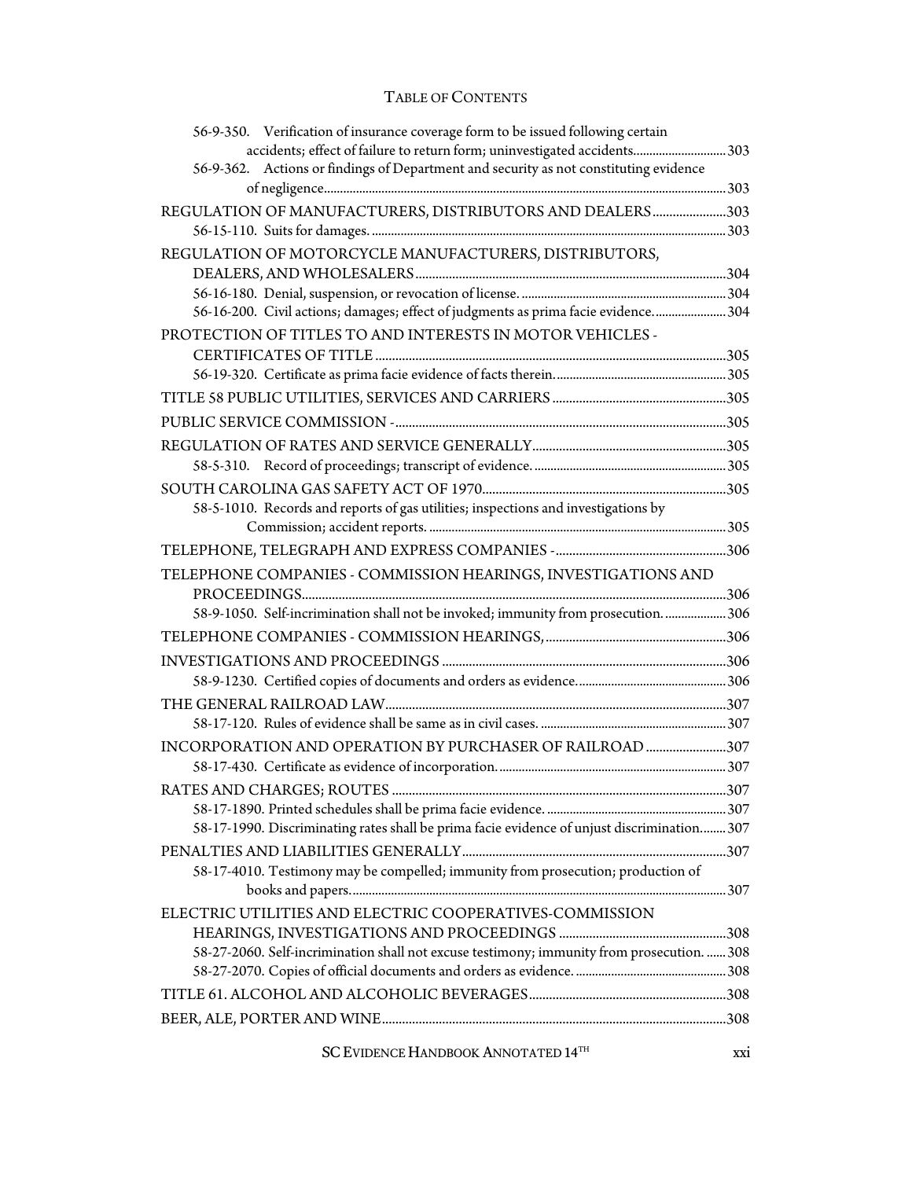# TABLE OF CONTENTS

56-9-350. Verification of insurance coverage form to be issued following certain accidents; effect of failure to return form; uninvestigated accidents............................303

56-9-362. Actions or findings of Department and security as not constituting evidence of negligence..........................................................................................................303

REGULATION OF MANUFACTURERS, DISTRIBUTORS AND DEALERS......................303

56-15-110. Suits for damages. .......................................................................................303

REGULATION OF MOTORCYCLE MANUFACTURERS, DISTRIBUTORS, DEALERS, AND WHOLESALERS...............................................................................304

56-16-180. Denial, suspension, or revocation of license. ............................................................304

56-16-200. Civil actions; damages; effect of judgments as prima facie evidence.......................304

PROTECTION OF TITLES TO AND INTERESTS IN MOTOR VEHICLES - CERTIFICATES OF TITLE ........................................................................................305

56-19-320. Certificate as prima facie evidence of facts therein...................................................305

TITLE 58 PUBLIC UTILITIES, SERVICES AND CARRIERS ....................................................305

PUBLIC SERVICE COMMISSION -.......................................................................................305

REGULATION OF RATES AND SERVICE GENERALLY..........................................................305

58-5-310. Record of proceedings; transcript of evidence. ...........................................................305

SOUTH CAROLINA GAS SAFETY ACT OF 1970.....................................................................305

58-5-1010. Records and reports of gas utilities; inspections and investigations by Commission; accident reports. ..........................................................................305

TELEPHONE, TELEGRAPH AND EXPRESS COMPANIES -...................................................306

TELEPHONE COMPANIES - COMMISSION HEARINGS, INVESTIGATIONS AND PROCEEDINGS..............................................................................................................306

58-9-1050. Self-incrimination shall not be invoked; immunity from prosecution. ...................306

TELEPHONE COMPANIES - COMMISSION HEARINGS, .....................................................306

INVESTIGATIONS AND PROCEEDINGS ....................................................................306

58-9-1230. Certified copies of documents and orders as evidence..............................................306

THE GENERAL RAILROAD LAW............................................................................................307

58-17-120. Rules of evidence shall be same as in civil cases. .........................................................307

INCORPORATION AND OPERATION BY PURCHASER OF RAILROAD ........................307

58-17-430. Certificate as evidence of incorporation......................................................................307

RATES AND CHARGES; ROUTES ............................................................................................307

58-17-1890. Printed schedules shall be prima facie evidence. .......................................................307

58-17-1990. Discriminating rates shall be prima facie evidence of unjust discrimination........307

PENALTIES AND LIABILITIES GENERALLY..............................................................................307

58-17-4010. Testimony may be compelled; immunity from prosecution; production of books and papers..............................................................................................307

ELECTRIC UTILITIES AND ELECTRIC COOPERATIVES-COMMISSION HEARINGS, INVESTIGATIONS AND PROCEEDINGS ..................................................308

58-27-2060. Self-incrimination shall not excuse testimony; immunity from prosecution. ......308

58-27-2070. Copies of official documents and orders as evidence..............................................308

TITLE 61. ALCOHOL AND ALCOHOLIC BEVERAGES..........................................................308

BEER, ALE, PORTER AND WINE.......................................................................................308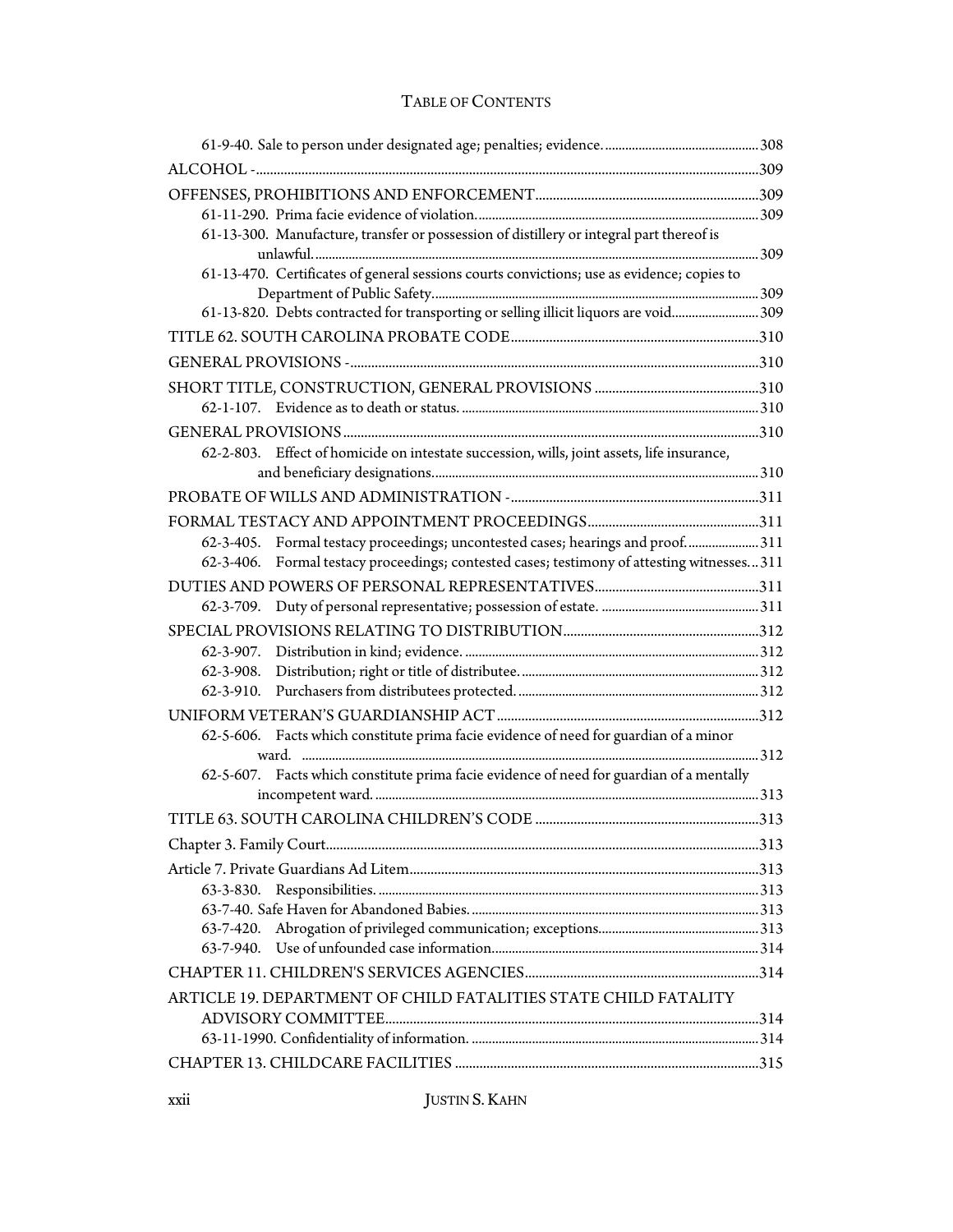# Table of Contents

61-9-40. Sale to person under designated age; penalties; evidence. ............................................ 308

ALCOHOL - ........................................................................................................................ 309

OFFENSES, PROHIBITIONS AND ENFORCEMENT ................................................................ 309

61-11-290. Prima facie evidence of violation. ................................................................................ 309

61-13-300. Manufacture, transfer or possession of distillery or integral part thereof is unlawful. ................................................................................................................ 309

61-13-470. Certificates of general sessions courts convictions; use as evidence; copies to Department of Public Safety. ................................................................................ 309

61-13-820. Debts contracted for transporting or selling illicit liquors are void. ......................... 309

TITLE 62. SOUTH CAROLINA PROBATE CODE ....................................................................... 310

GENERAL PROVISIONS - ..................................................................................................... 310

SHORT TITLE, CONSTRUCTION, GENERAL PROVISIONS ................................................... 310

62-1-107. Evidence as to death or status. ....................................................................................... 310

GENERAL PROVISIONS ....................................................................................................... 310

62-2-803. Effect of homicide on intestate succession, wills, joint assets, life insurance, and beneficiary designations. ................................................................................ 310

PROBATE OF WILLS AND ADMINISTRATION - ....................................................................... 311

FORMAL TESTACY AND APPOINTMENT PROCEEDINGS ................................................... 311

62-3-405. Formal testacy proceedings; uncontested cases; hearings and proof. ....................... 311

62-3-406. Formal testacy proceedings; contested cases; testimony of attesting witnesses ... 311

DUTIES AND POWERS OF PERSONAL REPRESENTATIVES ................................................... 311

62-3-709. Duty of personal representative; possession of estate. ................................................ 311

SPECIAL PROVISIONS RELATING TO DISTRIBUTION ....................................................... 312

62-3-907. Distribution in kind; evidence. ....................................................................................... 312

62-3-908. Distribution; right or title of distributee. ...................................................................... 312

62-3-910. Purchasers from distributees protected. ........................................................................ 312

UNIFORM VETERAN'S GUARDIANSHIP ACT ............................................................................ 312

62-5-606. Facts which constitute prima facie evidence of need for guardian of a minor ward. ............................................................................................................................ 312

62-5-607. Facts which constitute prima facie evidence of need for guardian of a mentally incompetent ward. .......................................................................................................... 313

TITLE 63. SOUTH CAROLINA CHILDREN'S CODE ................................................................ 313

Chapter 3. Family Court ......................................................................................................... 313

Article 7. Private Guardians Ad Litem ..................................................................................... 313

63-3-830. Responsibilities. ............................................................................................................... 313

63-7-40. Safe Haven for Abandoned Babies. .................................................................................. 313

63-7-420. Abrogation of privileged communication; exceptions. ................................................ 313

63-7-940. Use of unfounded case information. .............................................................................. 314

CHAPTER 11. CHILDREN'S SERVICES AGENCIES ................................................................... 314

ARTICLE 19. DEPARTMENT OF CHILD FATALITIES STATE CHILD FATALITY ADVISORY COMMITTEE ........................................................................................................... 314

63-11-1990. Confidentiality of information. .................................................................................... 314

CHAPTER 13. CHILDCARE FACILITIES ...................................................................................... 315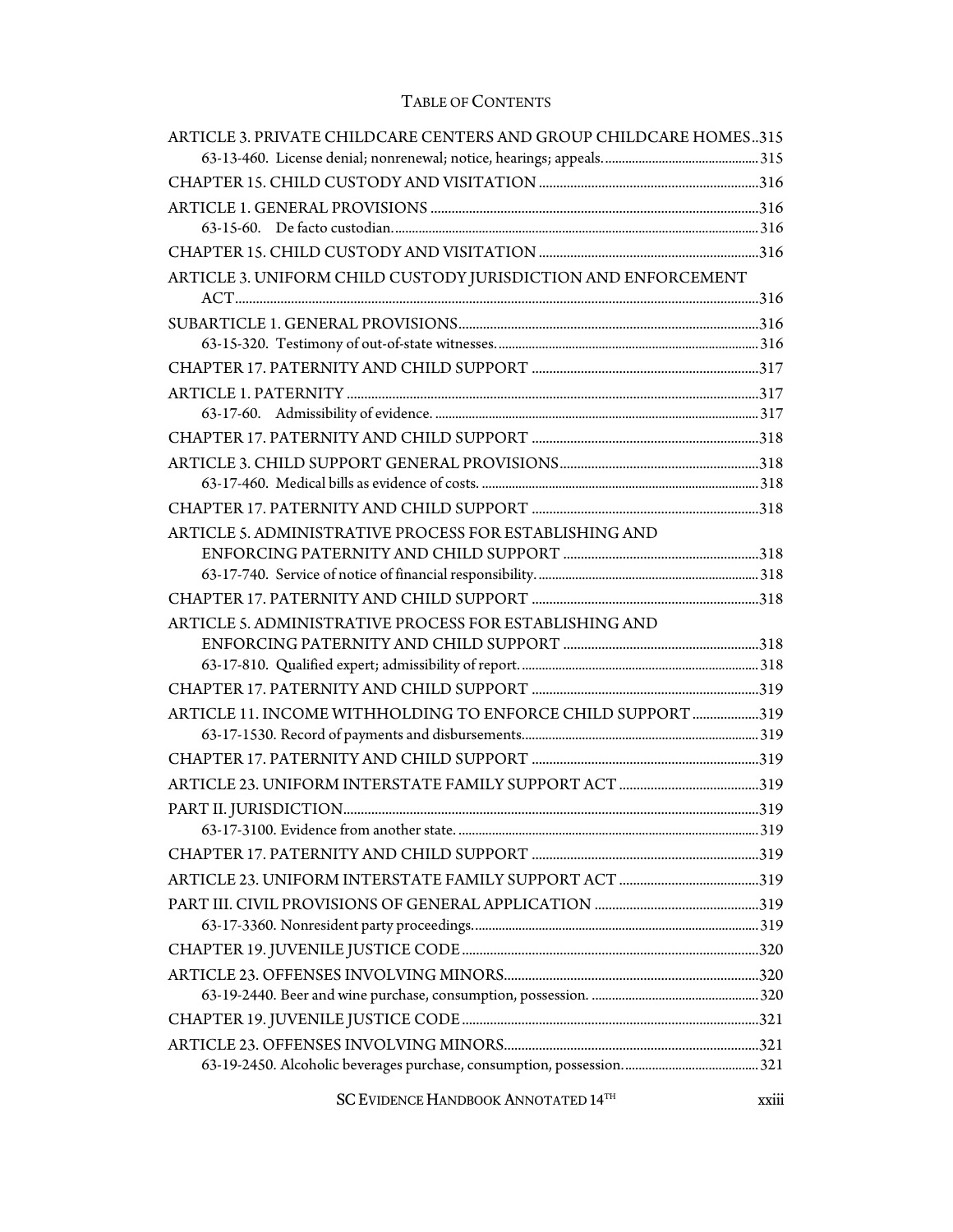TABLE OF CONTENTS

ARTICLE 3. PRIVATE CHILDCARE CENTERS AND GROUP CHILDCARE HOMES..315
63-13-460. License denial; nonrenewal; notice, hearings; appeals. ....315

CHAPTER 15. CHILD CUSTODY AND VISITATION ....316

ARTICLE 1. GENERAL PROVISIONS ....316
63-15-60. De facto custodian. ....316

CHAPTER 15. CHILD CUSTODY AND VISITATION ....316

ARTICLE 3. UNIFORM CHILD CUSTODY JURISDICTION AND ENFORCEMENT ACT ....316

SUBARTICLE 1. GENERAL PROVISIONS ....316
63-15-320. Testimony of out-of-state witnesses. ....316

CHAPTER 17. PATERNITY AND CHILD SUPPORT ....317

ARTICLE 1. PATERNITY ....317
63-17-60. Admissibility of evidence. ....317

CHAPTER 17. PATERNITY AND CHILD SUPPORT ....318

ARTICLE 3. CHILD SUPPORT GENERAL PROVISIONS ....318
63-17-460. Medical bills as evidence of costs. ....318

CHAPTER 17. PATERNITY AND CHILD SUPPORT ....318

ARTICLE 5. ADMINISTRATIVE PROCESS FOR ESTABLISHING AND ENFORCING PATERNITY AND CHILD SUPPORT ....318
63-17-740. Service of notice of financial responsibility. ....318

CHAPTER 17. PATERNITY AND CHILD SUPPORT ....318

ARTICLE 5. ADMINISTRATIVE PROCESS FOR ESTABLISHING AND ENFORCING PATERNITY AND CHILD SUPPORT ....318
63-17-810. Qualified expert; admissibility of report. ....318

CHAPTER 17. PATERNITY AND CHILD SUPPORT ....319

ARTICLE 11. INCOME WITHHOLDING TO ENFORCE CHILD SUPPORT ....319
63-17-1530. Record of payments and disbursements. ....319

CHAPTER 17. PATERNITY AND CHILD SUPPORT ....319

ARTICLE 23. UNIFORM INTERSTATE FAMILY SUPPORT ACT ....319

PART II. JURISDICTION ....319
63-17-3100. Evidence from another state. ....319

CHAPTER 17. PATERNITY AND CHILD SUPPORT ....319

ARTICLE 23. UNIFORM INTERSTATE FAMILY SUPPORT ACT ....319

PART III. CIVIL PROVISIONS OF GENERAL APPLICATION ....319
63-17-3360. Nonresident party proceedings. ....319

CHAPTER 19. JUVENILE JUSTICE CODE ....320

ARTICLE 23. OFFENSES INVOLVING MINORS ....320
63-19-2440. Beer and wine purchase, consumption, possession. ....320

CHAPTER 19. JUVENILE JUSTICE CODE ....321

ARTICLE 23. OFFENSES INVOLVING MINORS ....321
63-19-2450. Alcoholic beverages purchase, consumption, possession. ....321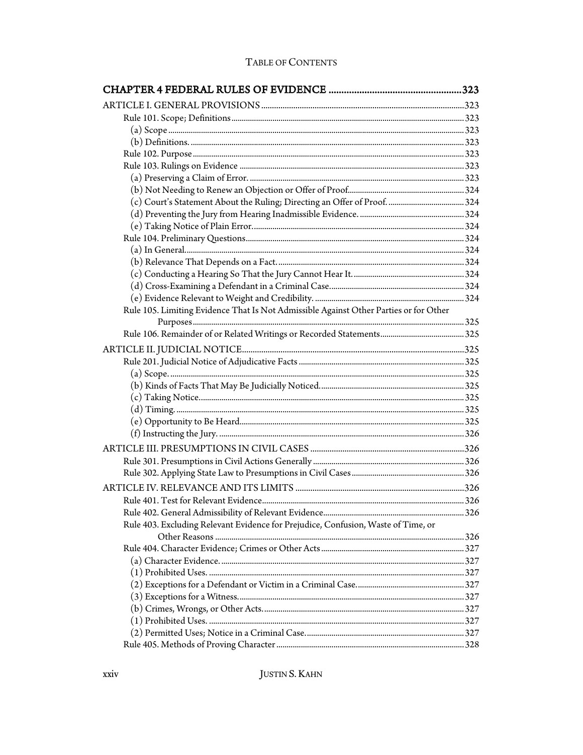TABLE OF CONTENTS

**CHAPTER 4 FEDERAL RULES OF EVIDENCE .................................................... 323**

ARTICLE I. GENERAL PROVISIONS ........................................................................ 323

Rule 101. Scope; Definitions ................................................................................ 323

(a) Scope ................................................................................................................ 323

(b) Definitions. ...................................................................................................... 323

Rule 102. Purpose ................................................................................................. 323

Rule 103. Rulings on Evidence ............................................................................. 323

(a) Preserving a Claim of Error. .......................................................................... 323

(b) Not Needing to Renew an Objection or Offer of Proof .................................. 324

(c) Court's Statement About the Ruling; Directing an Offer of Proof. ................. 324

(d) Preventing the Jury from Hearing Inadmissible Evidence. ............................ 324

(e) Taking Notice of Plain Error. .......................................................................... 324

Rule 104. Preliminary Questions .......................................................................... 324

(a) In General. ....................................................................................................... 324

(b) Relevance That Depends on a Fact. ................................................................ 324

(c) Conducting a Hearing So That the Jury Cannot Hear It. ................................ 324

(d) Cross-Examining a Defendant in a Criminal Case. ......................................... 324

(e) Evidence Relevant to Weight and Credibility. ............................................... 324

Rule 105. Limiting Evidence That Is Not Admissible Against Other Parties or for Other Purposes ..................................................................................................... 325

Rule 106. Remainder of or Related Writings or Recorded Statements ................. 325

ARTICLE II. JUDICIAL NOTICE .............................................................................. 325

Rule 201. Judicial Notice of Adjudicative Facts ................................................... 325

(a) Scope. ............................................................................................................... 325

(b) Kinds of Facts That May Be Judicially Noticed. ............................................ 325

(c) Taking Notice. ................................................................................................. 325

(d) Timing. ............................................................................................................ 325

(e) Opportunity to Be Heard. ................................................................................ 325

(f) Instructing the Jury. ......................................................................................... 326

ARTICLE III. PRESUMPTIONS IN CIVIL CASES ................................................. 326

Rule 301. Presumptions in Civil Actions Generally .............................................. 326

Rule 302. Applying State Law to Presumptions in Civil Cases ............................. 326

ARTICLE IV. RELEVANCE AND ITS LIMITS ........................................................ 326

Rule 401. Test for Relevant Evidence .................................................................. 326

Rule 402. General Admissibility of Relevant Evidence ......................................... 326

Rule 403. Excluding Relevant Evidence for Prejudice, Confusion, Waste of Time, or Other Reasons ......................................................................................................... 326

Rule 404. Character Evidence; Crimes or Other Acts ........................................... 327

(a) Character Evidence. ......................................................................................... 327

(1) Prohibited Uses. .............................................................................................. 327

(2) Exceptions for a Defendant or Victim in a Criminal Case. ............................ 327

(3) Exceptions for a Witness. ................................................................................ 327

(b) Crimes, Wrongs, or Other Acts. ...................................................................... 327

(1) Prohibited Uses. .............................................................................................. 327

(2) Permitted Uses; Notice in a Criminal Case. .................................................... 327

Rule 405. Methods of Proving Character ............................................................. 328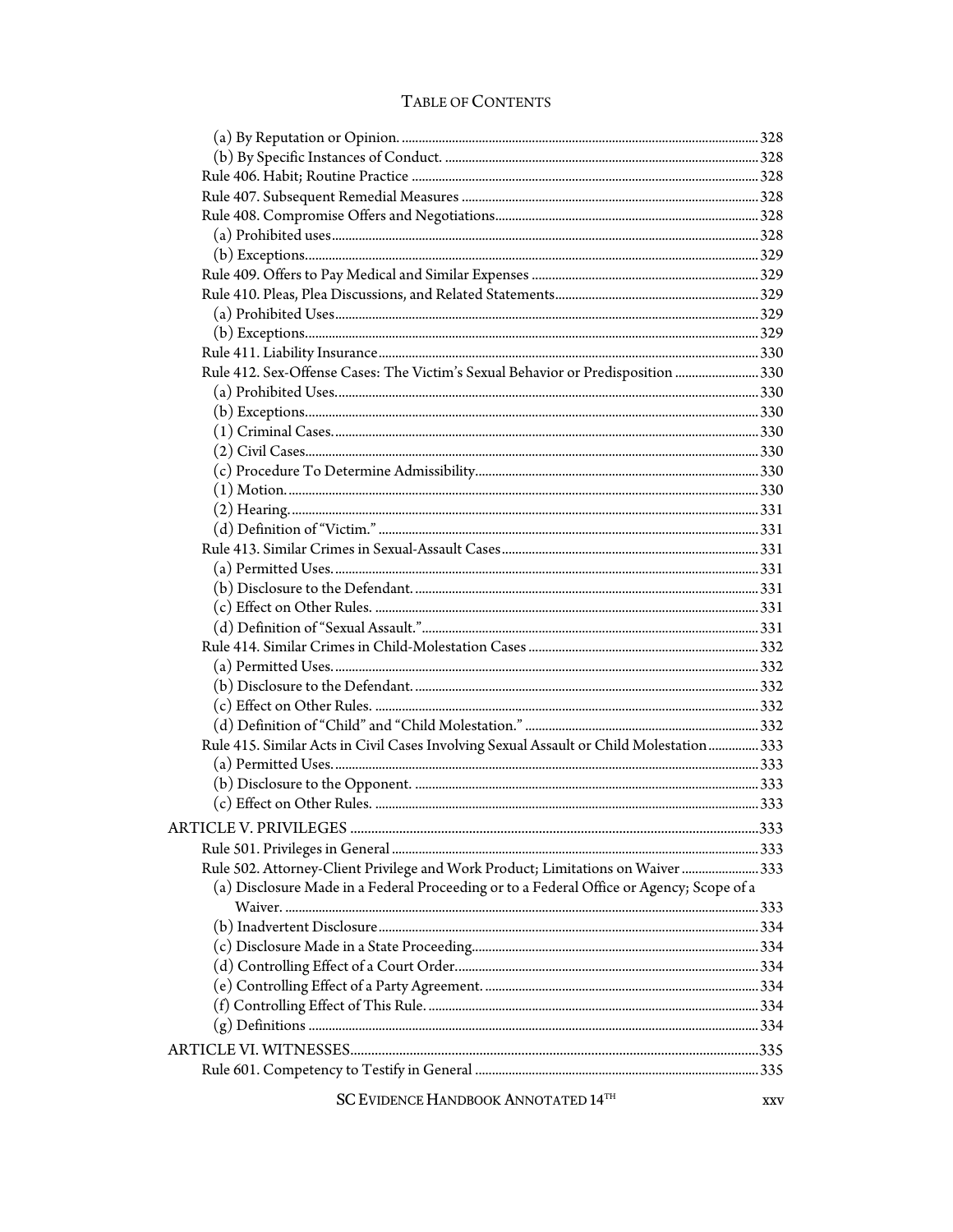# TABLE OF CONTENTS

(a) By Reputation or Opinion. .......... 328
(b) By Specific Instances of Conduct. .......... 328
Rule 406. Habit; Routine Practice .......... 328
Rule 407. Subsequent Remedial Measures .......... 328
Rule 408. Compromise Offers and Negotiations .......... 328
(a) Prohibited uses .......... 328
(b) Exceptions .......... 329
Rule 409. Offers to Pay Medical and Similar Expenses .......... 329
Rule 410. Pleas, Plea Discussions, and Related Statements .......... 329
(a) Prohibited Uses .......... 329
(b) Exceptions .......... 329
Rule 411. Liability Insurance .......... 330
Rule 412. Sex-Offense Cases: The Victim's Sexual Behavior or Predisposition .......... 330
(a) Prohibited Uses. .......... 330
(b) Exceptions .......... 330
(1) Criminal Cases. .......... 330
(2) Civil Cases .......... 330
(c) Procedure To Determine Admissibility .......... 330
(1) Motion. .......... 330
(2) Hearing. .......... 331
(d) Definition of "Victim." .......... 331
Rule 413. Similar Crimes in Sexual-Assault Cases .......... 331
(a) Permitted Uses. .......... 331
(b) Disclosure to the Defendant. .......... 331
(c) Effect on Other Rules. .......... 331
(d) Definition of "Sexual Assault." .......... 331
Rule 414. Similar Crimes in Child-Molestation Cases .......... 332
(a) Permitted Uses. .......... 332
(b) Disclosure to the Defendant. .......... 332
(c) Effect on Other Rules. .......... 332
(d) Definition of "Child" and "Child Molestation." .......... 332
Rule 415. Similar Acts in Civil Cases Involving Sexual Assault or Child Molestation .......... 333
(a) Permitted Uses. .......... 333
(b) Disclosure to the Opponent. .......... 333
(c) Effect on Other Rules. .......... 333
ARTICLE V. PRIVILEGES .......... 333
Rule 501. Privileges in General .......... 333
Rule 502. Attorney-Client Privilege and Work Product; Limitations on Waiver .......... 333
(a) Disclosure Made in a Federal Proceeding or to a Federal Office or Agency; Scope of a Waiver. .......... 333
(b) Inadvertent Disclosure .......... 334
(c) Disclosure Made in a State Proceeding .......... 334
(d) Controlling Effect of a Court Order .......... 334
(e) Controlling Effect of a Party Agreement. .......... 334
(f) Controlling Effect of This Rule. .......... 334
(g) Definitions .......... 334
ARTICLE VI. WITNESSES .......... 335
Rule 601. Competency to Testify in General .......... 335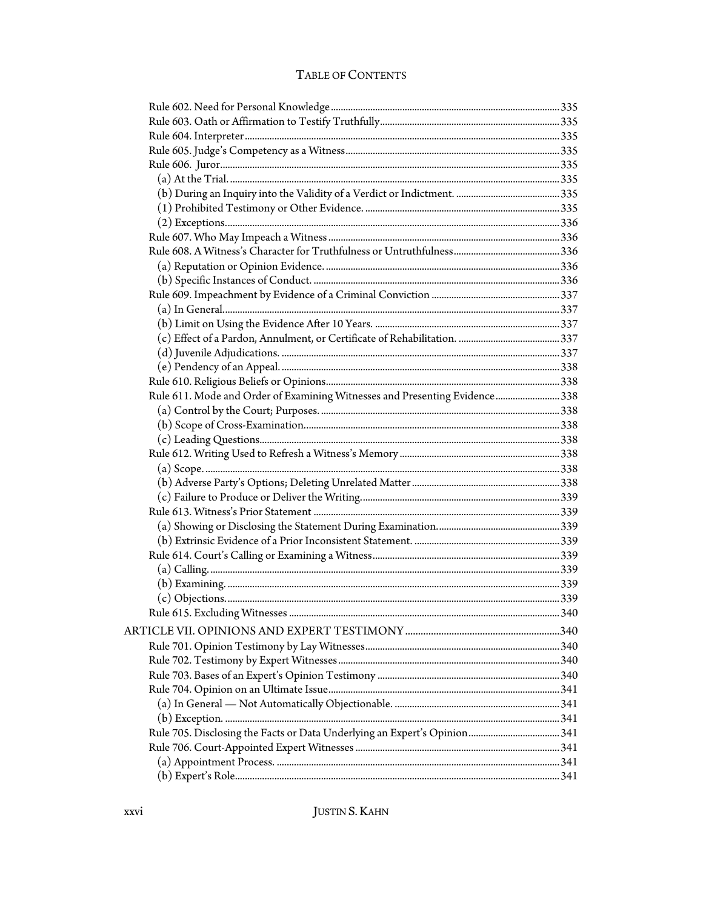Rule 602. Need for Personal Knowledge ..... 335
Rule 603. Oath or Affirmation to Testify Truthfully ..... 335
Rule 604. Interpreter ..... 335
Rule 605. Judge's Competency as a Witness ..... 335
Rule 606. Juror ..... 335
(a) At the Trial. ..... 335
(b) During an Inquiry into the Validity of a Verdict or Indictment. ..... 335
(1) Prohibited Testimony or Other Evidence. ..... 335
(2) Exceptions. ..... 336
Rule 607. Who May Impeach a Witness ..... 336
Rule 608. A Witness's Character for Truthfulness or Untruthfulness ..... 336
(a) Reputation or Opinion Evidence. ..... 336
(b) Specific Instances of Conduct. ..... 336
Rule 609. Impeachment by Evidence of a Criminal Conviction ..... 337
(a) In General. ..... 337
(b) Limit on Using the Evidence After 10 Years. ..... 337
(c) Effect of a Pardon, Annulment, or Certificate of Rehabilitation. ..... 337
(d) Juvenile Adjudications. ..... 337
(e) Pendency of an Appeal. ..... 338
Rule 610. Religious Beliefs or Opinions ..... 338
Rule 611. Mode and Order of Examining Witnesses and Presenting Evidence ..... 338
(a) Control by the Court; Purposes. ..... 338
(b) Scope of Cross-Examination. ..... 338
(c) Leading Questions. ..... 338
Rule 612. Writing Used to Refresh a Witness's Memory ..... 338
(a) Scope. ..... 338
(b) Adverse Party's Options; Deleting Unrelated Matter ..... 338
(c) Failure to Produce or Deliver the Writing. ..... 339
Rule 613. Witness's Prior Statement ..... 339
(a) Showing or Disclosing the Statement During Examination. ..... 339
(b) Extrinsic Evidence of a Prior Inconsistent Statement. ..... 339
Rule 614. Court's Calling or Examining a Witness ..... 339
(a) Calling. ..... 339
(b) Examining. ..... 339
(c) Objections. ..... 339
Rule 615. Excluding Witnesses ..... 340

ARTICLE VII. OPINIONS AND EXPERT TESTIMONY ..... 340
Rule 701. Opinion Testimony by Lay Witnesses ..... 340
Rule 702. Testimony by Expert Witnesses ..... 340
Rule 703. Bases of an Expert's Opinion Testimony ..... 340
Rule 704. Opinion on an Ultimate Issue ..... 341
(a) In General — Not Automatically Objectionable. ..... 341
(b) Exception. ..... 341
Rule 705. Disclosing the Facts or Data Underlying an Expert's Opinion ..... 341
Rule 706. Court-Appointed Expert Witnesses ..... 341
(a) Appointment Process. ..... 341
(b) Expert's Role ..... 341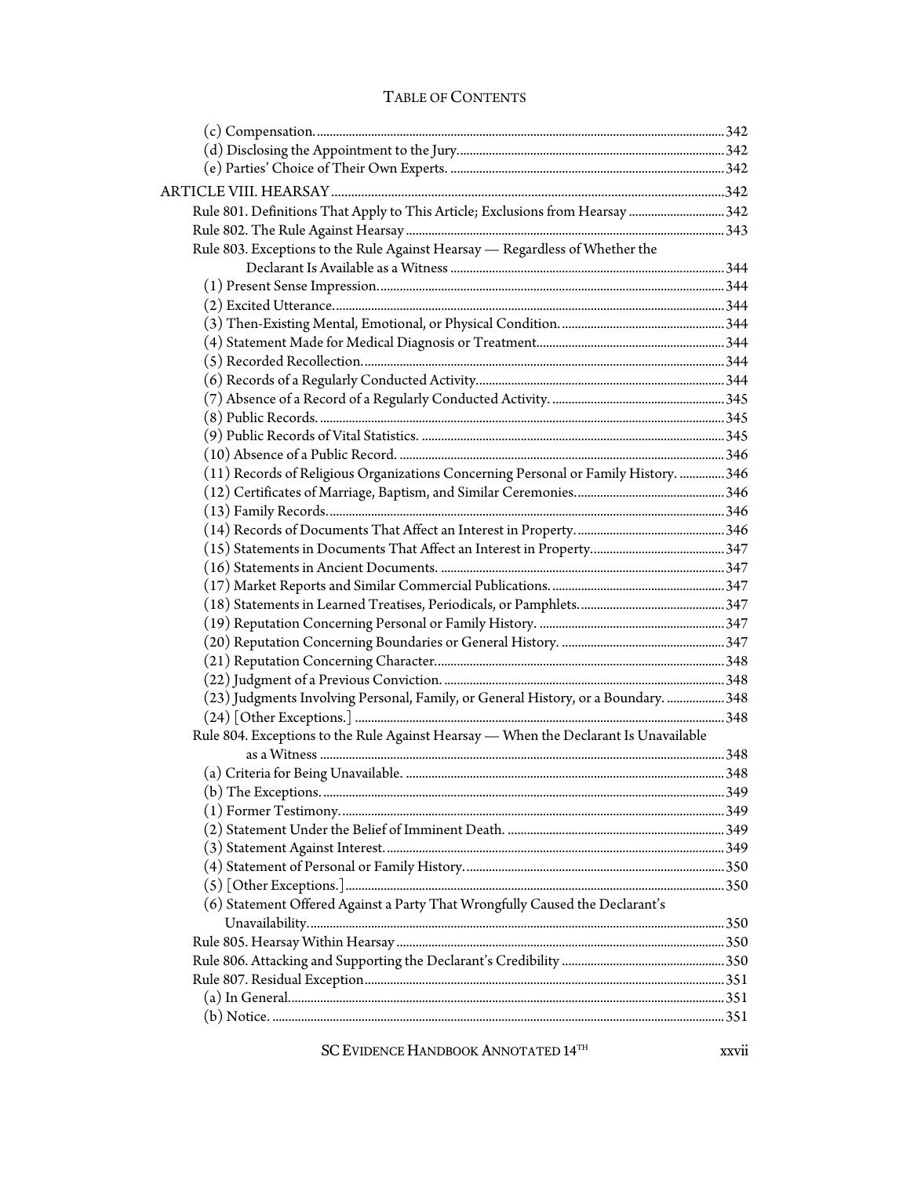TABLE OF CONTENTS

(c) Compensation. .......... 342
(d) Disclosing the Appointment to the Jury. .......... 342
(e) Parties' Choice of Their Own Experts. .......... 342

ARTICLE VIII. HEARSAY .......... 342

Rule 801. Definitions That Apply to This Article; Exclusions from Hearsay .......... 342
Rule 802. The Rule Against Hearsay .......... 343
Rule 803. Exceptions to the Rule Against Hearsay — Regardless of Whether the Declarant Is Available as a Witness .......... 344
(1) Present Sense Impression. .......... 344
(2) Excited Utterance. .......... 344
(3) Then-Existing Mental, Emotional, or Physical Condition. .......... 344
(4) Statement Made for Medical Diagnosis or Treatment. .......... 344
(5) Recorded Recollection. .......... 344
(6) Records of a Regularly Conducted Activity. .......... 344
(7) Absence of a Record of a Regularly Conducted Activity. .......... 345
(8) Public Records. .......... 345
(9) Public Records of Vital Statistics. .......... 345
(10) Absence of a Public Record. .......... 346
(11) Records of Religious Organizations Concerning Personal or Family History. .......... 346
(12) Certificates of Marriage, Baptism, and Similar Ceremonies. .......... 346
(13) Family Records. .......... 346
(14) Records of Documents That Affect an Interest in Property. .......... 346
(15) Statements in Documents That Affect an Interest in Property. .......... 347
(16) Statements in Ancient Documents. .......... 347
(17) Market Reports and Similar Commercial Publications. .......... 347
(18) Statements in Learned Treatises, Periodicals, or Pamphlets. .......... 347
(19) Reputation Concerning Personal or Family History. .......... 347
(20) Reputation Concerning Boundaries or General History. .......... 347
(21) Reputation Concerning Character. .......... 348
(22) Judgment of a Previous Conviction. .......... 348
(23) Judgments Involving Personal, Family, or General History, or a Boundary. .......... 348
(24) [Other Exceptions.] .......... 348
Rule 804. Exceptions to the Rule Against Hearsay — When the Declarant Is Unavailable as a Witness .......... 348
(a) Criteria for Being Unavailable. .......... 348
(b) The Exceptions. .......... 349
(1) Former Testimony. .......... 349
(2) Statement Under the Belief of Imminent Death. .......... 349
(3) Statement Against Interest. .......... 349
(4) Statement of Personal or Family History. .......... 350
(5) [Other Exceptions.] .......... 350
(6) Statement Offered Against a Party That Wrongfully Caused the Declarant's Unavailability. .......... 350
Rule 805. Hearsay Within Hearsay .......... 350
Rule 806. Attacking and Supporting the Declarant's Credibility .......... 350
Rule 807. Residual Exception .......... 351
(a) In General. .......... 351
(b) Notice. .......... 351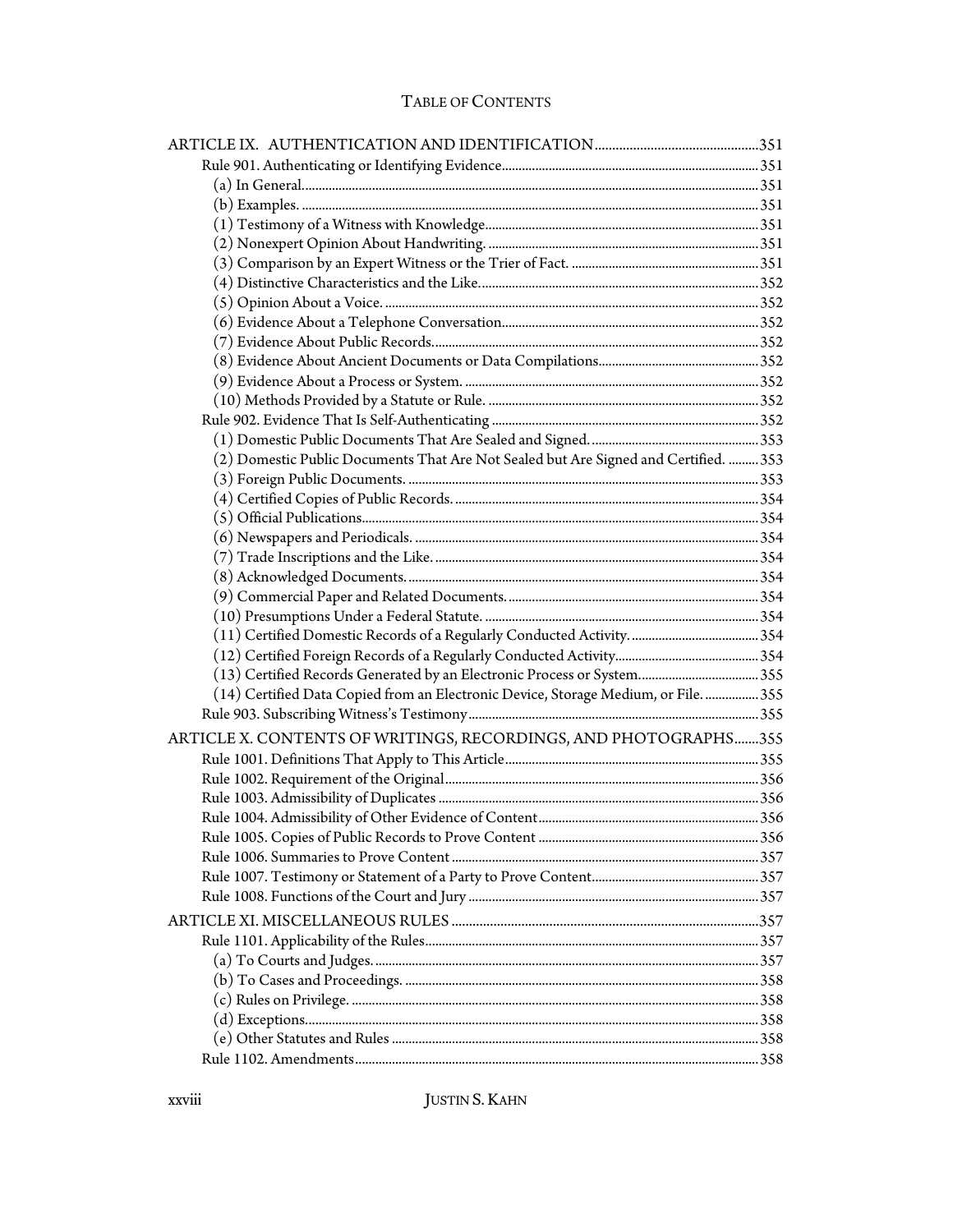TABLE OF CONTENTS

ARTICLE IX. AUTHENTICATION AND IDENTIFICATION ..... 351
- Rule 901. Authenticating or Identifying Evidence ..... 351
  - (a) In General ..... 351
  - (b) Examples ..... 351
  - (1) Testimony of a Witness with Knowledge ..... 351
  - (2) Nonexpert Opinion About Handwriting ..... 351
  - (3) Comparison by an Expert Witness or the Trier of Fact ..... 351
  - (4) Distinctive Characteristics and the Like ..... 352
  - (5) Opinion About a Voice ..... 352
  - (6) Evidence About a Telephone Conversation ..... 352
  - (7) Evidence About Public Records ..... 352
  - (8) Evidence About Ancient Documents or Data Compilations ..... 352
  - (9) Evidence About a Process or System ..... 352
  - (10) Methods Provided by a Statute or Rule ..... 352
- Rule 902. Evidence That Is Self-Authenticating ..... 352
  - (1) Domestic Public Documents That Are Sealed and Signed ..... 353
  - (2) Domestic Public Documents That Are Not Sealed but Are Signed and Certified ..... 353
  - (3) Foreign Public Documents ..... 353
  - (4) Certified Copies of Public Records ..... 354
  - (5) Official Publications ..... 354
  - (6) Newspapers and Periodicals ..... 354
  - (7) Trade Inscriptions and the Like ..... 354
  - (8) Acknowledged Documents ..... 354
  - (9) Commercial Paper and Related Documents ..... 354
  - (10) Presumptions Under a Federal Statute ..... 354
  - (11) Certified Domestic Records of a Regularly Conducted Activity ..... 354
  - (12) Certified Foreign Records of a Regularly Conducted Activity ..... 354
  - (13) Certified Records Generated by an Electronic Process or System ..... 355
  - (14) Certified Data Copied from an Electronic Device, Storage Medium, or File ..... 355
- Rule 903. Subscribing Witness's Testimony ..... 355

ARTICLE X. CONTENTS OF WRITINGS, RECORDINGS, AND PHOTOGRAPHS ..... 355
- Rule 1001. Definitions That Apply to This Article ..... 355
- Rule 1002. Requirement of the Original ..... 356
- Rule 1003. Admissibility of Duplicates ..... 356
- Rule 1004. Admissibility of Other Evidence of Content ..... 356
- Rule 1005. Copies of Public Records to Prove Content ..... 356
- Rule 1006. Summaries to Prove Content ..... 357
- Rule 1007. Testimony or Statement of a Party to Prove Content ..... 357
- Rule 1008. Functions of the Court and Jury ..... 357

ARTICLE XI. MISCELLANEOUS RULES ..... 357
- Rule 1101. Applicability of the Rules ..... 357
  - (a) To Courts and Judges ..... 357
  - (b) To Cases and Proceedings ..... 358
  - (c) Rules on Privilege ..... 358
  - (d) Exceptions ..... 358
  - (e) Other Statutes and Rules ..... 358
- Rule 1102. Amendments ..... 358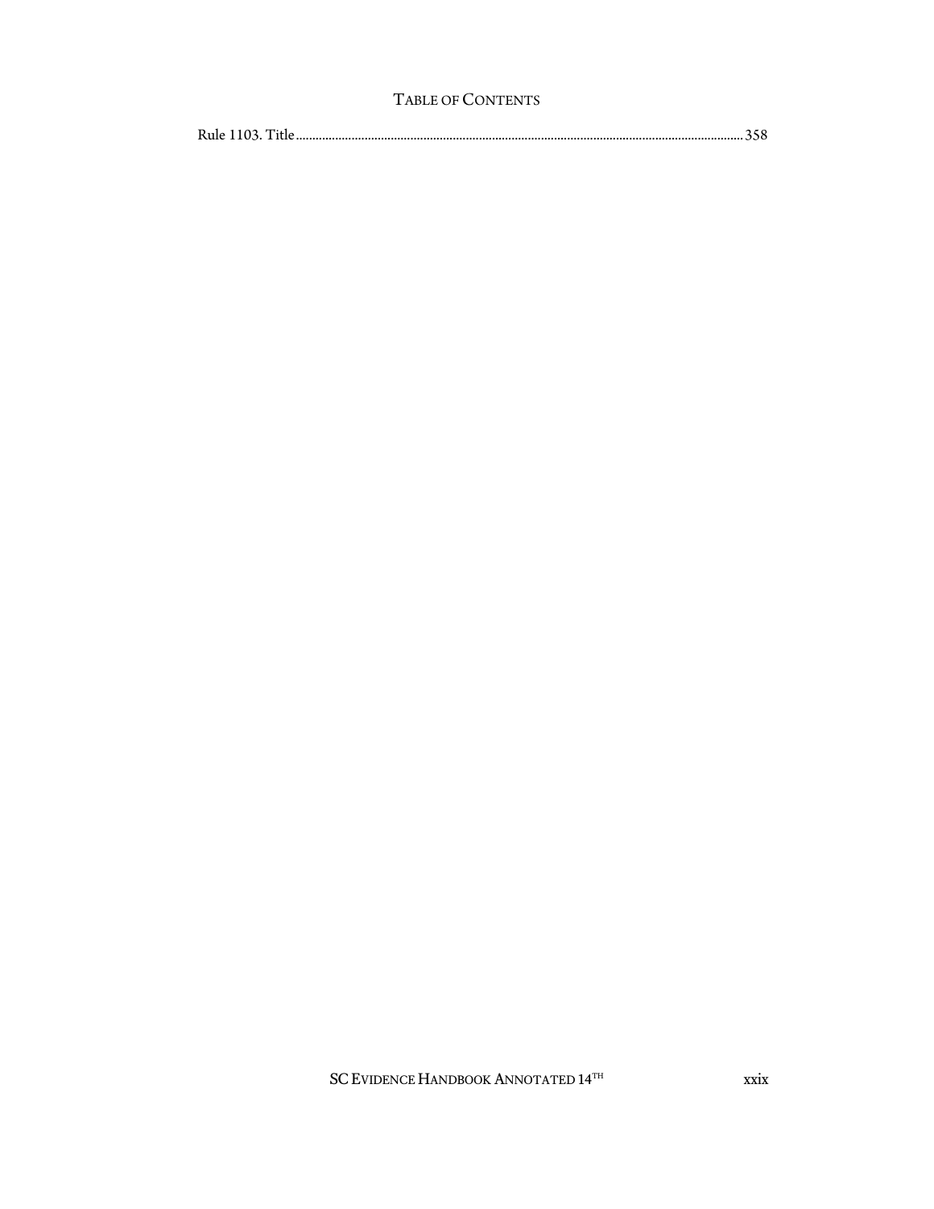Rule 1103. Title ........................................................................................................................................ 358